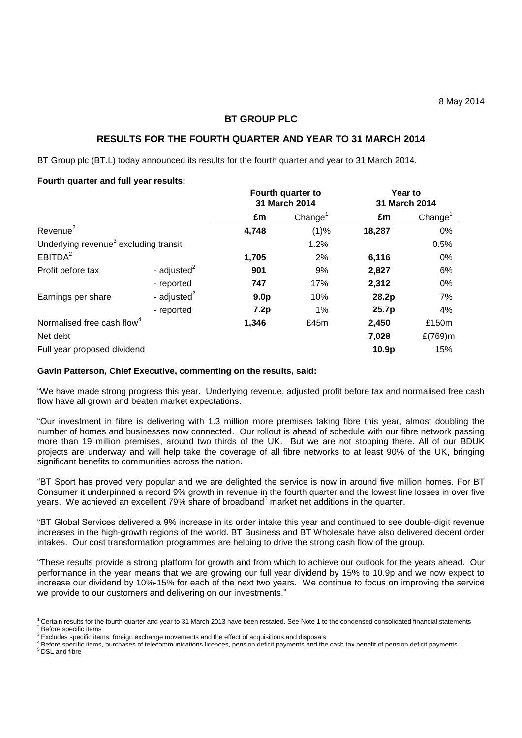8 May 2014

# BT GROUP PLC

## RESULTS FOR THE FOURTH QUARTER AND YEAR TO 31 MARCH 2014

BT Group plc (BT.L) today announced its results for the fourth quarter and year to 31 March 2014.

**Fourth quarter and full year results:**

| | | Fourth quarter to 31 March 2014 | | Year to 31 March 2014 | |
|---|---|---|---|---|---|
| | | £m | Change[1] | £m | Change[1] |
| Revenue[2] | | **4,748** | (1)% | **18,287** | 0% |
| Underlying revenue[3] excluding transit | | | 1.2% | | 0.5% |
| EBITDA[2] | | **1,705** | 2% | **6,116** | 0% |
| Profit before tax | - adjusted[2] | **901** | 9% | **2,827** | 6% |
| | - reported | **747** | 17% | **2,312** | 0% |
| Earnings per share | - adjusted[2] | **9.0p** | 10% | **28.2p** | 7% |
| | - reported | **7.2p** | 1% | **25.7p** | 4% |
| Normalised free cash flow[4] | | **1,346** | £45m | **2,450** | £150m |
| Net debt | | | | **7,028** | £(769)m |
| Full year proposed dividend | | | | **10.9p** | 15% |

**Gavin Patterson, Chief Executive, commenting on the results, said:**

"We have made strong progress this year. Underlying revenue, adjusted profit before tax and normalised free cash flow have all grown and beaten market expectations.

"Our investment in fibre is delivering with 1.3 million more premises taking fibre this year, almost doubling the number of homes and businesses now connected. Our rollout is ahead of schedule with our fibre network passing more than 19 million premises, around two thirds of the UK. But we are not stopping there. All of our BDUK projects are underway and will help take the coverage of all fibre networks to at least 90% of the UK, bringing significant benefits to communities across the nation.

"BT Sport has proved very popular and we are delighted the service is now in around five million homes. For BT Consumer it underpinned a record 9% growth in revenue in the fourth quarter and the lowest line losses in over five years. We achieved an excellent 79% share of broadband[5] market net additions in the quarter.

"BT Global Services delivered a 9% increase in its order intake this year and continued to see double-digit revenue increases in the high-growth regions of the world. BT Business and BT Wholesale have also delivered decent order intakes. Our cost transformation programmes are helping to drive the strong cash flow of the group.

"These results provide a strong platform for growth and from which to achieve our outlook for the years ahead. Our performance in the year means that we are growing our full year dividend by 15% to 10.9p and we now expect to increase our dividend by 10%-15% for each of the next two years. We continue to focus on improving the service we provide to our customers and delivering on our investments."

[1] Certain results for the fourth quarter and year to 31 March 2013 have been restated. See Note 1 to the condensed consolidated financial statements
[2] Before specific items
[3] Excludes specific items, foreign exchange movements and the effect of acquisitions and disposals
[4] Before specific items, purchases of telecommunications licences, pension deficit payments and the cash tax benefit of pension deficit payments
[5] DSL and fibre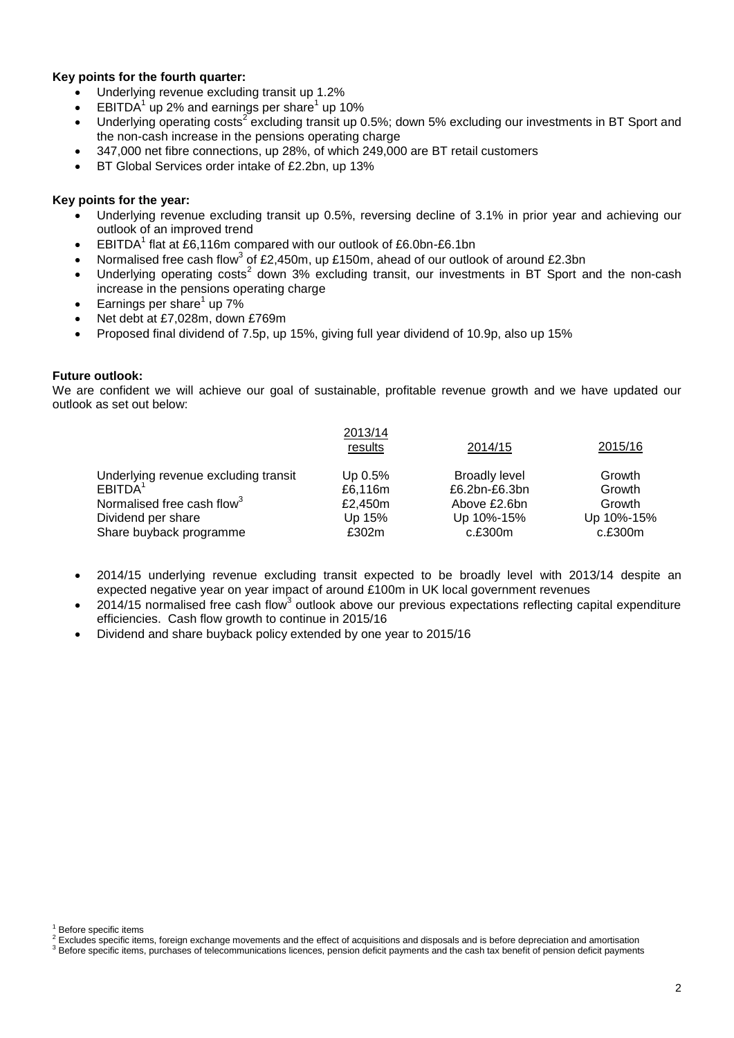**Key points for the fourth quarter:**

- Underlying revenue excluding transit up 1.2%
- EBITDA[1] up 2% and earnings per share[1] up 10%
- Underlying operating costs[2] excluding transit up 0.5%; down 5% excluding our investments in BT Sport and the non-cash increase in the pensions operating charge
- 347,000 net fibre connections, up 28%, of which 249,000 are BT retail customers
- BT Global Services order intake of £2.2bn, up 13%

**Key points for the year:**

- Underlying revenue excluding transit up 0.5%, reversing decline of 3.1% in prior year and achieving our outlook of an improved trend
- EBITDA[1] flat at £6,116m compared with our outlook of £6.0bn-£6.1bn
- Normalised free cash flow[3] of £2,450m, up £150m, ahead of our outlook of around £2.3bn
- Underlying operating costs[2] down 3% excluding transit, our investments in BT Sport and the non-cash increase in the pensions operating charge
- Earnings per share[1] up 7%
- Net debt at £7,028m, down £769m
- Proposed final dividend of 7.5p, up 15%, giving full year dividend of 10.9p, also up 15%

**Future outlook:**

We are confident we will achieve our goal of sustainable, profitable revenue growth and we have updated our outlook as set out below:

| | 2013/14 results | 2014/15 | 2015/16 |
|---|---|---|---|
| Underlying revenue excluding transit | Up 0.5% | Broadly level | Growth |
| EBITDA[1] | £6,116m | £6.2bn-£6.3bn | Growth |
| Normalised free cash flow[3] | £2,450m | Above £2.6bn | Growth |
| Dividend per share | Up 15% | Up 10%-15% | Up 10%-15% |
| Share buyback programme | £302m | c.£300m | c.£300m |

- 2014/15 underlying revenue excluding transit expected to be broadly level with 2013/14 despite an expected negative year on year impact of around £100m in UK local government revenues
- 2014/15 normalised free cash flow[3] outlook above our previous expectations reflecting capital expenditure efficiencies. Cash flow growth to continue in 2015/16
- Dividend and share buyback policy extended by one year to 2015/16

[1] Before specific items
[2] Excludes specific items, foreign exchange movements and the effect of acquisitions and disposals and is before depreciation and amortisation
[3] Before specific items, purchases of telecommunications licences, pension deficit payments and the cash tax benefit of pension deficit payments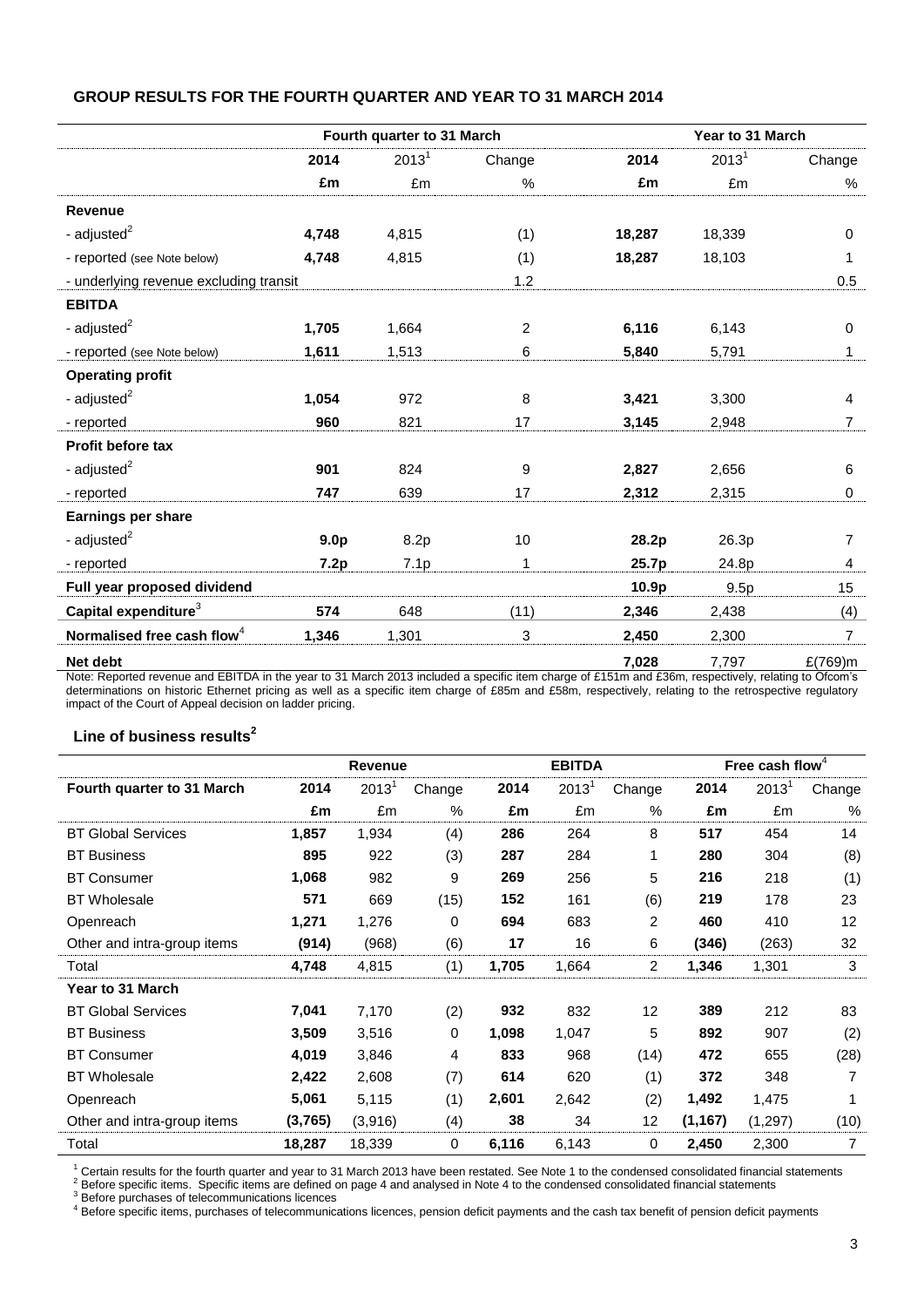## GROUP RESULTS FOR THE FOURTH QUARTER AND YEAR TO 31 MARCH 2014

| | Fourth quarter to 31 March | | | Year to 31 March | | |
|---|---|---|---|---|---|---|
| | **2014** | 2013[1] | Change | **2014** | 2013[1] | Change |
| | **£m** | £m | % | **£m** | £m | % |
| **Revenue** | | | | | | |
| - adjusted[2] | **4,748** | 4,815 | (1) | **18,287** | 18,339 | 0 |
| - reported (see Note below) | **4,748** | 4,815 | (1) | **18,287** | 18,103 | 1 |
| - underlying revenue excluding transit | | | 1.2 | | | 0.5 |
| **EBITDA** | | | | | | |
| - adjusted[2] | **1,705** | 1,664 | 2 | **6,116** | 6,143 | 0 |
| - reported (see Note below) | **1,611** | 1,513 | 6 | **5,840** | 5,791 | 1 |
| **Operating profit** | | | | | | |
| - adjusted[2] | **1,054** | 972 | 8 | **3,421** | 3,300 | 4 |
| - reported | **960** | 821 | 17 | **3,145** | 2,948 | 7 |
| **Profit before tax** | | | | | | |
| - adjusted[2] | **901** | 824 | 9 | **2,827** | 2,656 | 6 |
| - reported | **747** | 639 | 17 | **2,312** | 2,315 | 0 |
| **Earnings per share** | | | | | | |
| - adjusted[2] | **9.0p** | 8.2p | 10 | **28.2p** | 26.3p | 7 |
| - reported | **7.2p** | 7.1p | 1 | **25.7p** | 24.8p | 4 |
| **Full year proposed dividend** | | | | **10.9p** | 9.5p | 15 |
| **Capital expenditure**[3] | **574** | 648 | (11) | **2,346** | 2,438 | (4) |
| **Normalised free cash flow**[4] | **1,346** | 1,301 | 3 | **2,450** | 2,300 | 7 |
| **Net debt** | | | | **7,028** | 7,797 | £(769)m |

Note: Reported revenue and EBITDA in the year to 31 March 2013 included a specific item charge of £151m and £36m, respectively, relating to Ofcom's determinations on historic Ethernet pricing as well as a specific item charge of £85m and £58m, respectively, relating to the retrospective regulatory impact of the Court of Appeal decision on ladder pricing.

### Line of business results[2]

| | Revenue | | | EBITDA | | | Free cash flow[4] | | |
|---|---|---|---|---|---|---|---|---|---|
| **Fourth quarter to 31 March** | **2014** | 2013[1] | Change | **2014** | 2013[1] | Change | **2014** | 2013[1] | Change |
| | **£m** | £m | % | **£m** | £m | % | **£m** | £m | % |
| BT Global Services | **1,857** | 1,934 | (4) | **286** | 264 | 8 | **517** | 454 | 14 |
| BT Business | **895** | 922 | (3) | **287** | 284 | 1 | **280** | 304 | (8) |
| BT Consumer | **1,068** | 982 | 9 | **269** | 256 | 5 | **216** | 218 | (1) |
| BT Wholesale | **571** | 669 | (15) | **152** | 161 | (6) | **219** | 178 | 23 |
| Openreach | **1,271** | 1,276 | 0 | **694** | 683 | 2 | **460** | 410 | 12 |
| Other and intra-group items | **(914)** | (968) | (6) | **17** | 16 | 6 | **(346)** | (263) | 32 |
| Total | **4,748** | 4,815 | (1) | **1,705** | 1,664 | 2 | **1,346** | 1,301 | 3 |
| **Year to 31 March** | | | | | | | | | |
| BT Global Services | **7,041** | 7,170 | (2) | **932** | 832 | 12 | **389** | 212 | 83 |
| BT Business | **3,509** | 3,516 | 0 | **1,098** | 1,047 | 5 | **892** | 907 | (2) |
| BT Consumer | **4,019** | 3,846 | 4 | **833** | 968 | (14) | **472** | 655 | (28) |
| BT Wholesale | **2,422** | 2,608 | (7) | **614** | 620 | (1) | **372** | 348 | 7 |
| Openreach | **5,061** | 5,115 | (1) | **2,601** | 2,642 | (2) | **1,492** | 1,475 | 1 |
| Other and intra-group items | **(3,765)** | (3,916) | (4) | **38** | 34 | 12 | **(1,167)** | (1,297) | (10) |
| Total | **18,287** | 18,339 | 0 | **6,116** | 6,143 | 0 | **2,450** | 2,300 | 7 |

[1] Certain results for the fourth quarter and year to 31 March 2013 have been restated. See Note 1 to the condensed consolidated financial statements
[2] Before specific items. Specific items are defined on page 4 and analysed in Note 4 to the condensed consolidated financial statements
[3] Before purchases of telecommunications licences
[4] Before specific items, purchases of telecommunications licences, pension deficit payments and the cash tax benefit of pension deficit payments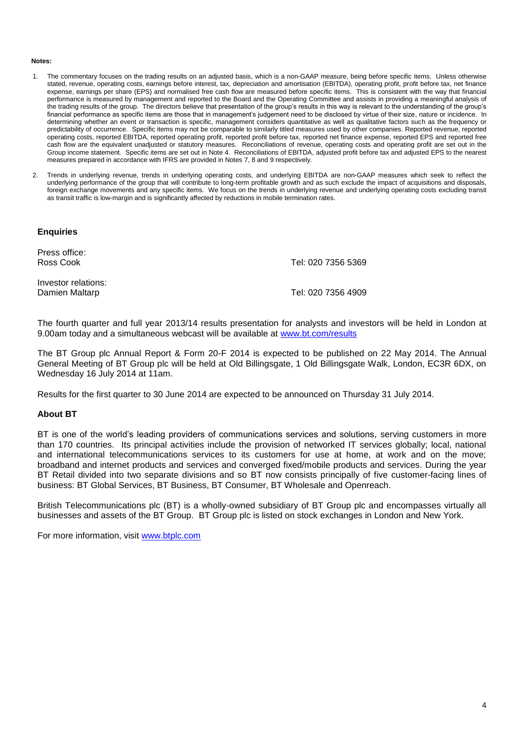**Notes:**

1. The commentary focuses on the trading results on an adjusted basis, which is a non-GAAP measure, being before specific items. Unless otherwise stated, revenue, operating costs, earnings before interest, tax, depreciation and amortisation (EBITDA), operating profit, profit before tax, net finance expense, earnings per share (EPS) and normalised free cash flow are measured before specific items. This is consistent with the way that financial performance is measured by management and reported to the Board and the Operating Committee and assists in providing a meaningful analysis of the trading results of the group. The directors believe that presentation of the group's results in this way is relevant to the understanding of the group's financial performance as specific items are those that in management's judgement need to be disclosed by virtue of their size, nature or incidence. In determining whether an event or transaction is specific, management considers quantitative as well as qualitative factors such as the frequency or predictability of occurrence. Specific items may not be comparable to similarly titled measures used by other companies. Reported revenue, reported operating costs, reported EBITDA, reported operating profit, reported profit before tax, reported net finance expense, reported EPS and reported free cash flow are the equivalent unadjusted or statutory measures. Reconciliations of revenue, operating costs and operating profit are set out in the Group income statement. Specific items are set out in Note 4. Reconciliations of EBITDA, adjusted profit before tax and adjusted EPS to the nearest measures prepared in accordance with IFRS are provided in Notes 7, 8 and 9 respectively.

2. Trends in underlying revenue, trends in underlying operating costs, and underlying EBITDA are non-GAAP measures which seek to reflect the underlying performance of the group that will contribute to long-term profitable growth and as such exclude the impact of acquisitions and disposals, foreign exchange movements and any specific items. We focus on the trends in underlying revenue and underlying operating costs excluding transit as transit traffic is low-margin and is significantly affected by reductions in mobile termination rates.

## Enquiries

Press office:
Ross Cook — Tel: 020 7356 5369

Investor relations:
Damien Maltarp — Tel: 020 7356 4909

The fourth quarter and full year 2013/14 results presentation for analysts and investors will be held in London at 9.00am today and a simultaneous webcast will be available at www.bt.com/results

The BT Group plc Annual Report & Form 20-F 2014 is expected to be published on 22 May 2014. The Annual General Meeting of BT Group plc will be held at Old Billingsgate, 1 Old Billingsgate Walk, London, EC3R 6DX, on Wednesday 16 July 2014 at 11am.

Results for the first quarter to 30 June 2014 are expected to be announced on Thursday 31 July 2014.

## About BT

BT is one of the world's leading providers of communications services and solutions, serving customers in more than 170 countries. Its principal activities include the provision of networked IT services globally; local, national and international telecommunications services to its customers for use at home, at work and on the move; broadband and internet products and services and converged fixed/mobile products and services. During the year BT Retail divided into two separate divisions and so BT now consists principally of five customer-facing lines of business: BT Global Services, BT Business, BT Consumer, BT Wholesale and Openreach.

British Telecommunications plc (BT) is a wholly-owned subsidiary of BT Group plc and encompasses virtually all businesses and assets of the BT Group. BT Group plc is listed on stock exchanges in London and New York.

For more information, visit www.btplc.com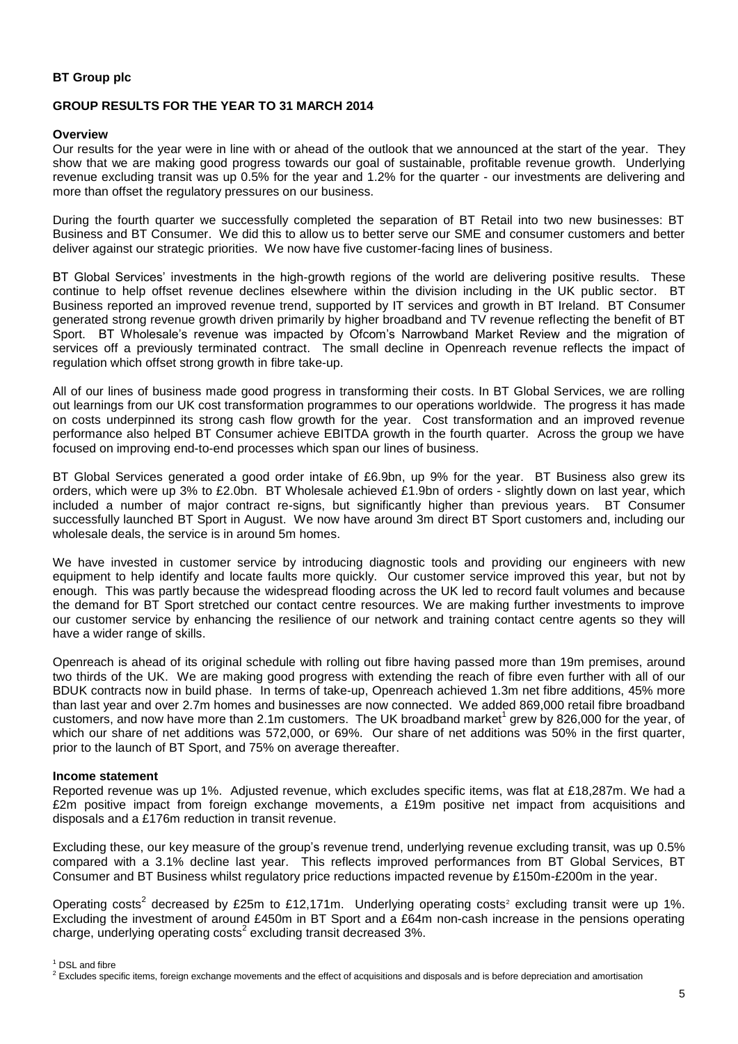**BT Group plc**

**GROUP RESULTS FOR THE YEAR TO 31 MARCH 2014**

**Overview**

Our results for the year were in line with or ahead of the outlook that we announced at the start of the year. They show that we are making good progress towards our goal of sustainable, profitable revenue growth. Underlying revenue excluding transit was up 0.5% for the year and 1.2% for the quarter - our investments are delivering and more than offset the regulatory pressures on our business.

During the fourth quarter we successfully completed the separation of BT Retail into two new businesses: BT Business and BT Consumer. We did this to allow us to better serve our SME and consumer customers and better deliver against our strategic priorities. We now have five customer-facing lines of business.

BT Global Services' investments in the high-growth regions of the world are delivering positive results. These continue to help offset revenue declines elsewhere within the division including in the UK public sector. BT Business reported an improved revenue trend, supported by IT services and growth in BT Ireland. BT Consumer generated strong revenue growth driven primarily by higher broadband and TV revenue reflecting the benefit of BT Sport. BT Wholesale's revenue was impacted by Ofcom's Narrowband Market Review and the migration of services off a previously terminated contract. The small decline in Openreach revenue reflects the impact of regulation which offset strong growth in fibre take-up.

All of our lines of business made good progress in transforming their costs. In BT Global Services, we are rolling out learnings from our UK cost transformation programmes to our operations worldwide. The progress it has made on costs underpinned its strong cash flow growth for the year. Cost transformation and an improved revenue performance also helped BT Consumer achieve EBITDA growth in the fourth quarter. Across the group we have focused on improving end-to-end processes which span our lines of business.

BT Global Services generated a good order intake of £6.9bn, up 9% for the year. BT Business also grew its orders, which were up 3% to £2.0bn. BT Wholesale achieved £1.9bn of orders - slightly down on last year, which included a number of major contract re-signs, but significantly higher than previous years. BT Consumer successfully launched BT Sport in August. We now have around 3m direct BT Sport customers and, including our wholesale deals, the service is in around 5m homes.

We have invested in customer service by introducing diagnostic tools and providing our engineers with new equipment to help identify and locate faults more quickly. Our customer service improved this year, but not by enough. This was partly because the widespread flooding across the UK led to record fault volumes and because the demand for BT Sport stretched our contact centre resources. We are making further investments to improve our customer service by enhancing the resilience of our network and training contact centre agents so they will have a wider range of skills.

Openreach is ahead of its original schedule with rolling out fibre having passed more than 19m premises, around two thirds of the UK. We are making good progress with extending the reach of fibre even further with all of our BDUK contracts now in build phase. In terms of take-up, Openreach achieved 1.3m net fibre additions, 45% more than last year and over 2.7m homes and businesses are now connected. We added 869,000 retail fibre broadband customers, and now have more than 2.1m customers. The UK broadband market[1] grew by 826,000 for the year, of which our share of net additions was 572,000, or 69%. Our share of net additions was 50% in the first quarter, prior to the launch of BT Sport, and 75% on average thereafter.

**Income statement**

Reported revenue was up 1%. Adjusted revenue, which excludes specific items, was flat at £18,287m. We had a £2m positive impact from foreign exchange movements, a £19m positive net impact from acquisitions and disposals and a £176m reduction in transit revenue.

Excluding these, our key measure of the group's revenue trend, underlying revenue excluding transit, was up 0.5% compared with a 3.1% decline last year. This reflects improved performances from BT Global Services, BT Consumer and BT Business whilst regulatory price reductions impacted revenue by £150m-£200m in the year.

Operating costs[2] decreased by £25m to £12,171m. Underlying operating costs[2] excluding transit were up 1%. Excluding the investment of around £450m in BT Sport and a £64m non-cash increase in the pensions operating charge, underlying operating costs[2] excluding transit decreased 3%.

[1] DSL and fibre

[2] Excludes specific items, foreign exchange movements and the effect of acquisitions and disposals and is before depreciation and amortisation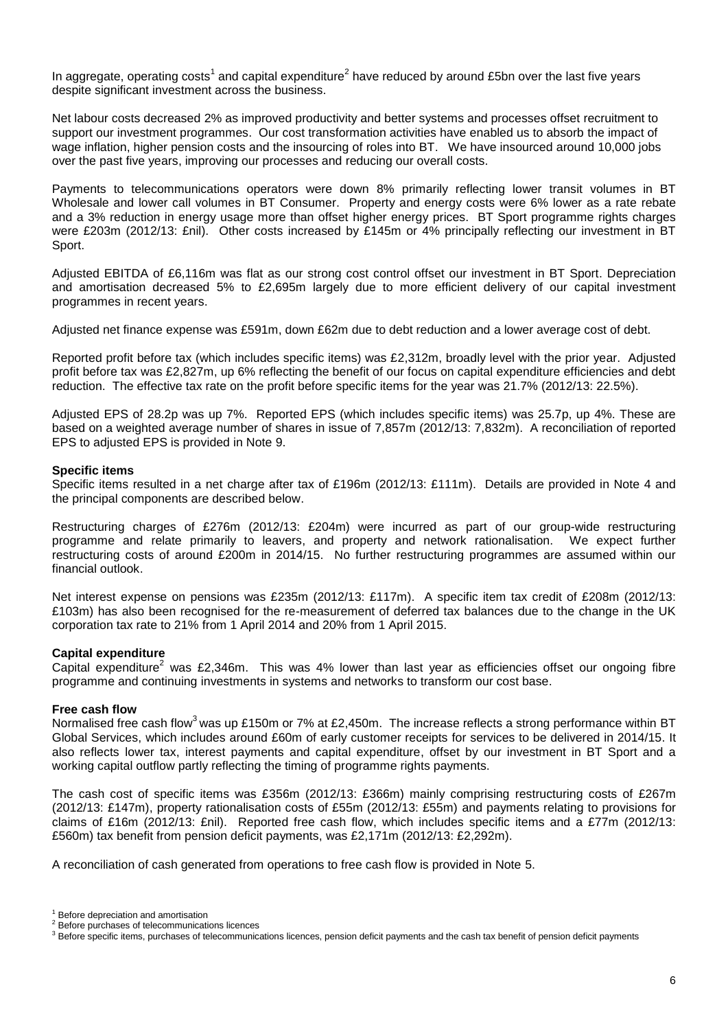In aggregate, operating costs[1] and capital expenditure[2] have reduced by around £5bn over the last five years despite significant investment across the business.

Net labour costs decreased 2% as improved productivity and better systems and processes offset recruitment to support our investment programmes. Our cost transformation activities have enabled us to absorb the impact of wage inflation, higher pension costs and the insourcing of roles into BT. We have insourced around 10,000 jobs over the past five years, improving our processes and reducing our overall costs.

Payments to telecommunications operators were down 8% primarily reflecting lower transit volumes in BT Wholesale and lower call volumes in BT Consumer. Property and energy costs were 6% lower as a rate rebate and a 3% reduction in energy usage more than offset higher energy prices. BT Sport programme rights charges were £203m (2012/13: £nil). Other costs increased by £145m or 4% principally reflecting our investment in BT Sport.

Adjusted EBITDA of £6,116m was flat as our strong cost control offset our investment in BT Sport. Depreciation and amortisation decreased 5% to £2,695m largely due to more efficient delivery of our capital investment programmes in recent years.

Adjusted net finance expense was £591m, down £62m due to debt reduction and a lower average cost of debt.

Reported profit before tax (which includes specific items) was £2,312m, broadly level with the prior year. Adjusted profit before tax was £2,827m, up 6% reflecting the benefit of our focus on capital expenditure efficiencies and debt reduction. The effective tax rate on the profit before specific items for the year was 21.7% (2012/13: 22.5%).

Adjusted EPS of 28.2p was up 7%. Reported EPS (which includes specific items) was 25.7p, up 4%. These are based on a weighted average number of shares in issue of 7,857m (2012/13: 7,832m). A reconciliation of reported EPS to adjusted EPS is provided in Note 9.

**Specific items**

Specific items resulted in a net charge after tax of £196m (2012/13: £111m). Details are provided in Note 4 and the principal components are described below.

Restructuring charges of £276m (2012/13: £204m) were incurred as part of our group-wide restructuring programme and relate primarily to leavers, and property and network rationalisation. We expect further restructuring costs of around £200m in 2014/15. No further restructuring programmes are assumed within our financial outlook.

Net interest expense on pensions was £235m (2012/13: £117m). A specific item tax credit of £208m (2012/13: £103m) has also been recognised for the re-measurement of deferred tax balances due to the change in the UK corporation tax rate to 21% from 1 April 2014 and 20% from 1 April 2015.

**Capital expenditure**

Capital expenditure[2] was £2,346m. This was 4% lower than last year as efficiencies offset our ongoing fibre programme and continuing investments in systems and networks to transform our cost base.

**Free cash flow**

Normalised free cash flow[3] was up £150m or 7% at £2,450m. The increase reflects a strong performance within BT Global Services, which includes around £60m of early customer receipts for services to be delivered in 2014/15. It also reflects lower tax, interest payments and capital expenditure, offset by our investment in BT Sport and a working capital outflow partly reflecting the timing of programme rights payments.

The cash cost of specific items was £356m (2012/13: £366m) mainly comprising restructuring costs of £267m (2012/13: £147m), property rationalisation costs of £55m (2012/13: £55m) and payments relating to provisions for claims of £16m (2012/13: £nil). Reported free cash flow, which includes specific items and a £77m (2012/13: £560m) tax benefit from pension deficit payments, was £2,171m (2012/13: £2,292m).

A reconciliation of cash generated from operations to free cash flow is provided in Note 5.

[1] Before depreciation and amortisation
[2] Before purchases of telecommunications licences
[3] Before specific items, purchases of telecommunications licences, pension deficit payments and the cash tax benefit of pension deficit payments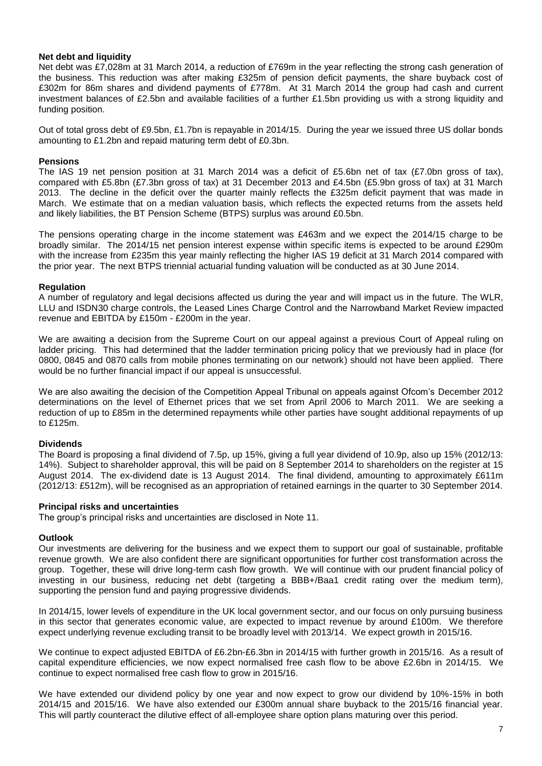**Net debt and liquidity**

Net debt was £7,028m at 31 March 2014, a reduction of £769m in the year reflecting the strong cash generation of the business. This reduction was after making £325m of pension deficit payments, the share buyback cost of £302m for 86m shares and dividend payments of £778m. At 31 March 2014 the group had cash and current investment balances of £2.5bn and available facilities of a further £1.5bn providing us with a strong liquidity and funding position.

Out of total gross debt of £9.5bn, £1.7bn is repayable in 2014/15. During the year we issued three US dollar bonds amounting to £1.2bn and repaid maturing term debt of £0.3bn.

**Pensions**

The IAS 19 net pension position at 31 March 2014 was a deficit of £5.6bn net of tax (£7.0bn gross of tax), compared with £5.8bn (£7.3bn gross of tax) at 31 December 2013 and £4.5bn (£5.9bn gross of tax) at 31 March 2013. The decline in the deficit over the quarter mainly reflects the £325m deficit payment that was made in March. We estimate that on a median valuation basis, which reflects the expected returns from the assets held and likely liabilities, the BT Pension Scheme (BTPS) surplus was around £0.5bn.

The pensions operating charge in the income statement was £463m and we expect the 2014/15 charge to be broadly similar. The 2014/15 net pension interest expense within specific items is expected to be around £290m with the increase from £235m this year mainly reflecting the higher IAS 19 deficit at 31 March 2014 compared with the prior year. The next BTPS triennial actuarial funding valuation will be conducted as at 30 June 2014.

**Regulation**

A number of regulatory and legal decisions affected us during the year and will impact us in the future. The WLR, LLU and ISDN30 charge controls, the Leased Lines Charge Control and the Narrowband Market Review impacted revenue and EBITDA by £150m - £200m in the year.

We are awaiting a decision from the Supreme Court on our appeal against a previous Court of Appeal ruling on ladder pricing. This had determined that the ladder termination pricing policy that we previously had in place (for 0800, 0845 and 0870 calls from mobile phones terminating on our network) should not have been applied. There would be no further financial impact if our appeal is unsuccessful.

We are also awaiting the decision of the Competition Appeal Tribunal on appeals against Ofcom's December 2012 determinations on the level of Ethernet prices that we set from April 2006 to March 2011. We are seeking a reduction of up to £85m in the determined repayments while other parties have sought additional repayments of up to £125m.

**Dividends**

The Board is proposing a final dividend of 7.5p, up 15%, giving a full year dividend of 10.9p, also up 15% (2012/13: 14%). Subject to shareholder approval, this will be paid on 8 September 2014 to shareholders on the register at 15 August 2014. The ex-dividend date is 13 August 2014. The final dividend, amounting to approximately £611m (2012/13: £512m), will be recognised as an appropriation of retained earnings in the quarter to 30 September 2014.

**Principal risks and uncertainties**

The group's principal risks and uncertainties are disclosed in Note 11.

**Outlook**

Our investments are delivering for the business and we expect them to support our goal of sustainable, profitable revenue growth. We are also confident there are significant opportunities for further cost transformation across the group. Together, these will drive long-term cash flow growth. We will continue with our prudent financial policy of investing in our business, reducing net debt (targeting a BBB+/Baa1 credit rating over the medium term), supporting the pension fund and paying progressive dividends.

In 2014/15, lower levels of expenditure in the UK local government sector, and our focus on only pursuing business in this sector that generates economic value, are expected to impact revenue by around £100m. We therefore expect underlying revenue excluding transit to be broadly level with 2013/14. We expect growth in 2015/16.

We continue to expect adjusted EBITDA of £6.2bn-£6.3bn in 2014/15 with further growth in 2015/16. As a result of capital expenditure efficiencies, we now expect normalised free cash flow to be above £2.6bn in 2014/15. We continue to expect normalised free cash flow to grow in 2015/16.

We have extended our dividend policy by one year and now expect to grow our dividend by 10%-15% in both 2014/15 and 2015/16. We have also extended our £300m annual share buyback to the 2015/16 financial year. This will partly counteract the dilutive effect of all-employee share option plans maturing over this period.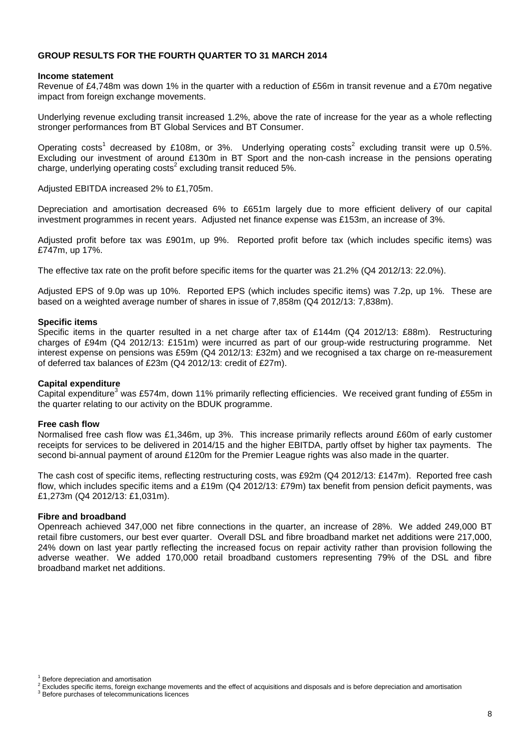# GROUP RESULTS FOR THE FOURTH QUARTER TO 31 MARCH 2014

**Income statement**

Revenue of £4,748m was down 1% in the quarter with a reduction of £56m in transit revenue and a £70m negative impact from foreign exchange movements.

Underlying revenue excluding transit increased 1.2%, above the rate of increase for the year as a whole reflecting stronger performances from BT Global Services and BT Consumer.

Operating costs[1] decreased by £108m, or 3%. Underlying operating costs[2] excluding transit were up 0.5%. Excluding our investment of around £130m in BT Sport and the non-cash increase in the pensions operating charge, underlying operating costs[2] excluding transit reduced 5%.

Adjusted EBITDA increased 2% to £1,705m.

Depreciation and amortisation decreased 6% to £651m largely due to more efficient delivery of our capital investment programmes in recent years. Adjusted net finance expense was £153m, an increase of 3%.

Adjusted profit before tax was £901m, up 9%. Reported profit before tax (which includes specific items) was £747m, up 17%.

The effective tax rate on the profit before specific items for the quarter was 21.2% (Q4 2012/13: 22.0%).

Adjusted EPS of 9.0p was up 10%. Reported EPS (which includes specific items) was 7.2p, up 1%. These are based on a weighted average number of shares in issue of 7,858m (Q4 2012/13: 7,838m).

**Specific items**

Specific items in the quarter resulted in a net charge after tax of £144m (Q4 2012/13: £88m). Restructuring charges of £94m (Q4 2012/13: £151m) were incurred as part of our group-wide restructuring programme. Net interest expense on pensions was £59m (Q4 2012/13: £32m) and we recognised a tax charge on re-measurement of deferred tax balances of £23m (Q4 2012/13: credit of £27m).

**Capital expenditure**

Capital expenditure[3] was £574m, down 11% primarily reflecting efficiencies. We received grant funding of £55m in the quarter relating to our activity on the BDUK programme.

**Free cash flow**

Normalised free cash flow was £1,346m, up 3%. This increase primarily reflects around £60m of early customer receipts for services to be delivered in 2014/15 and the higher EBITDA, partly offset by higher tax payments. The second bi-annual payment of around £120m for the Premier League rights was also made in the quarter.

The cash cost of specific items, reflecting restructuring costs, was £92m (Q4 2012/13: £147m). Reported free cash flow, which includes specific items and a £19m (Q4 2012/13: £79m) tax benefit from pension deficit payments, was £1,273m (Q4 2012/13: £1,031m).

**Fibre and broadband**

Openreach achieved 347,000 net fibre connections in the quarter, an increase of 28%. We added 249,000 BT retail fibre customers, our best ever quarter. Overall DSL and fibre broadband market net additions were 217,000, 24% down on last year partly reflecting the increased focus on repair activity rather than provision following the adverse weather. We added 170,000 retail broadband customers representing 79% of the DSL and fibre broadband market net additions.

[1] Before depreciation and amortisation
[2] Excludes specific items, foreign exchange movements and the effect of acquisitions and disposals and is before depreciation and amortisation
[3] Before purchases of telecommunications licences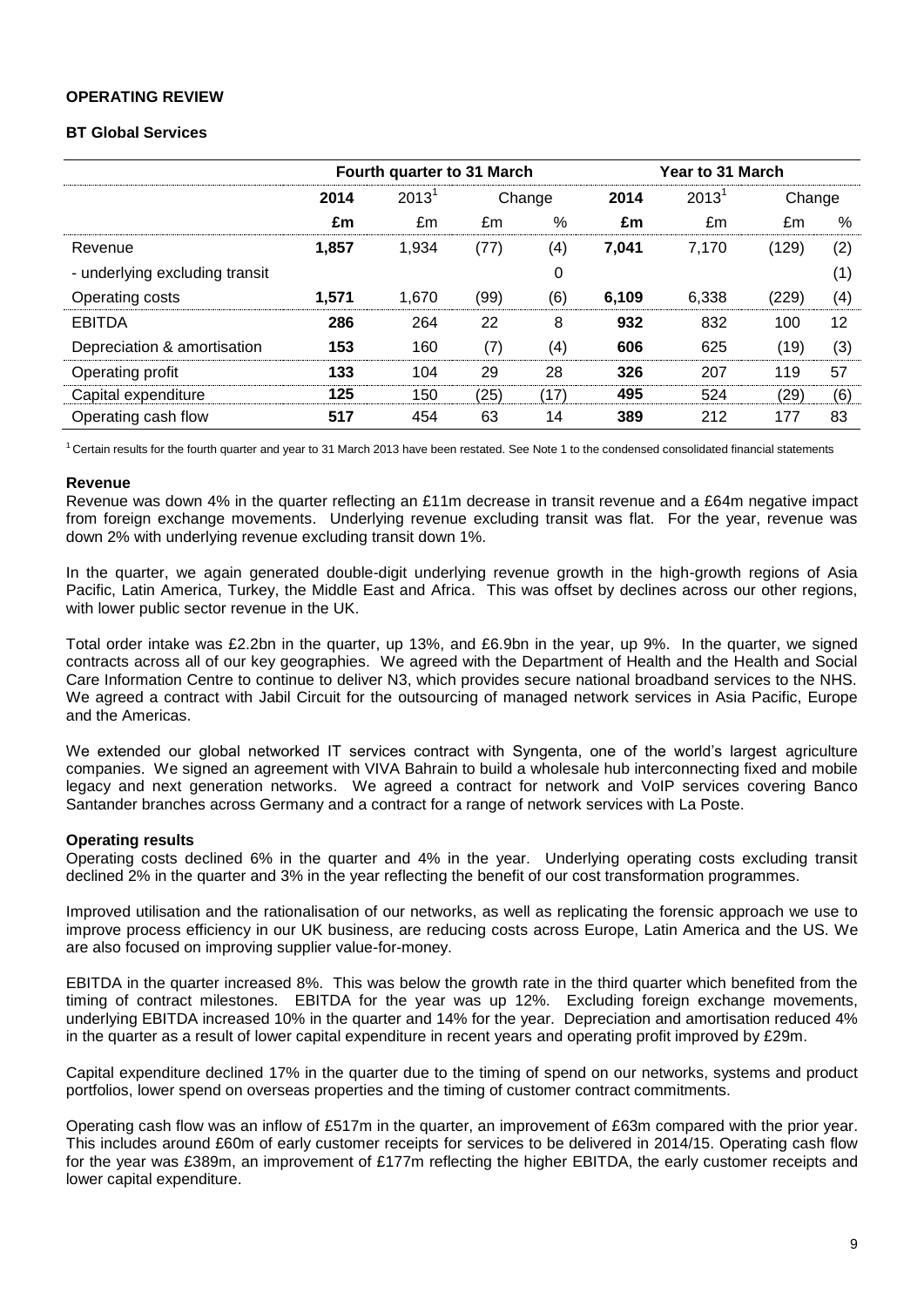## OPERATING REVIEW

### BT Global Services

| | Fourth quarter to 31 March | | | | Year to 31 March | | | |
|---|---|---|---|---|---|---|---|---|
| | **2014** | 2013[1] | Change | | **2014** | 2013[1] | Change | |
| | **£m** | £m | £m | % | **£m** | £m | £m | % |
| Revenue | **1,857** | 1,934 | (77) | (4) | **7,041** | 7,170 | (129) | (2) |
| - underlying excluding transit | | | | 0 | | | | (1) |
| Operating costs | **1,571** | 1,670 | (99) | (6) | **6,109** | 6,338 | (229) | (4) |
| EBITDA | **286** | 264 | 22 | 8 | **932** | 832 | 100 | 12 |
| Depreciation & amortisation | **153** | 160 | (7) | (4) | **606** | 625 | (19) | (3) |
| Operating profit | **133** | 104 | 29 | 28 | **326** | 207 | 119 | 57 |
| Capital expenditure | **125** | 150 | (25) | (17) | **495** | 524 | (29) | (6) |
| Operating cash flow | **517** | 454 | 63 | 14 | **389** | 212 | 177 | 83 |

[1] Certain results for the fourth quarter and year to 31 March 2013 have been restated. See Note 1 to the condensed consolidated financial statements

#### Revenue

Revenue was down 4% in the quarter reflecting an £11m decrease in transit revenue and a £64m negative impact from foreign exchange movements. Underlying revenue excluding transit was flat. For the year, revenue was down 2% with underlying revenue excluding transit down 1%.

In the quarter, we again generated double-digit underlying revenue growth in the high-growth regions of Asia Pacific, Latin America, Turkey, the Middle East and Africa. This was offset by declines across our other regions, with lower public sector revenue in the UK.

Total order intake was £2.2bn in the quarter, up 13%, and £6.9bn in the year, up 9%. In the quarter, we signed contracts across all of our key geographies. We agreed with the Department of Health and the Health and Social Care Information Centre to continue to deliver N3, which provides secure national broadband services to the NHS. We agreed a contract with Jabil Circuit for the outsourcing of managed network services in Asia Pacific, Europe and the Americas.

We extended our global networked IT services contract with Syngenta, one of the world's largest agriculture companies. We signed an agreement with VIVA Bahrain to build a wholesale hub interconnecting fixed and mobile legacy and next generation networks. We agreed a contract for network and VoIP services covering Banco Santander branches across Germany and a contract for a range of network services with La Poste.

#### Operating results

Operating costs declined 6% in the quarter and 4% in the year. Underlying operating costs excluding transit declined 2% in the quarter and 3% in the year reflecting the benefit of our cost transformation programmes.

Improved utilisation and the rationalisation of our networks, as well as replicating the forensic approach we use to improve process efficiency in our UK business, are reducing costs across Europe, Latin America and the US. We are also focused on improving supplier value-for-money.

EBITDA in the quarter increased 8%. This was below the growth rate in the third quarter which benefited from the timing of contract milestones. EBITDA for the year was up 12%. Excluding foreign exchange movements, underlying EBITDA increased 10% in the quarter and 14% for the year. Depreciation and amortisation reduced 4% in the quarter as a result of lower capital expenditure in recent years and operating profit improved by £29m.

Capital expenditure declined 17% in the quarter due to the timing of spend on our networks, systems and product portfolios, lower spend on overseas properties and the timing of customer contract commitments.

Operating cash flow was an inflow of £517m in the quarter, an improvement of £63m compared with the prior year. This includes around £60m of early customer receipts for services to be delivered in 2014/15. Operating cash flow for the year was £389m, an improvement of £177m reflecting the higher EBITDA, the early customer receipts and lower capital expenditure.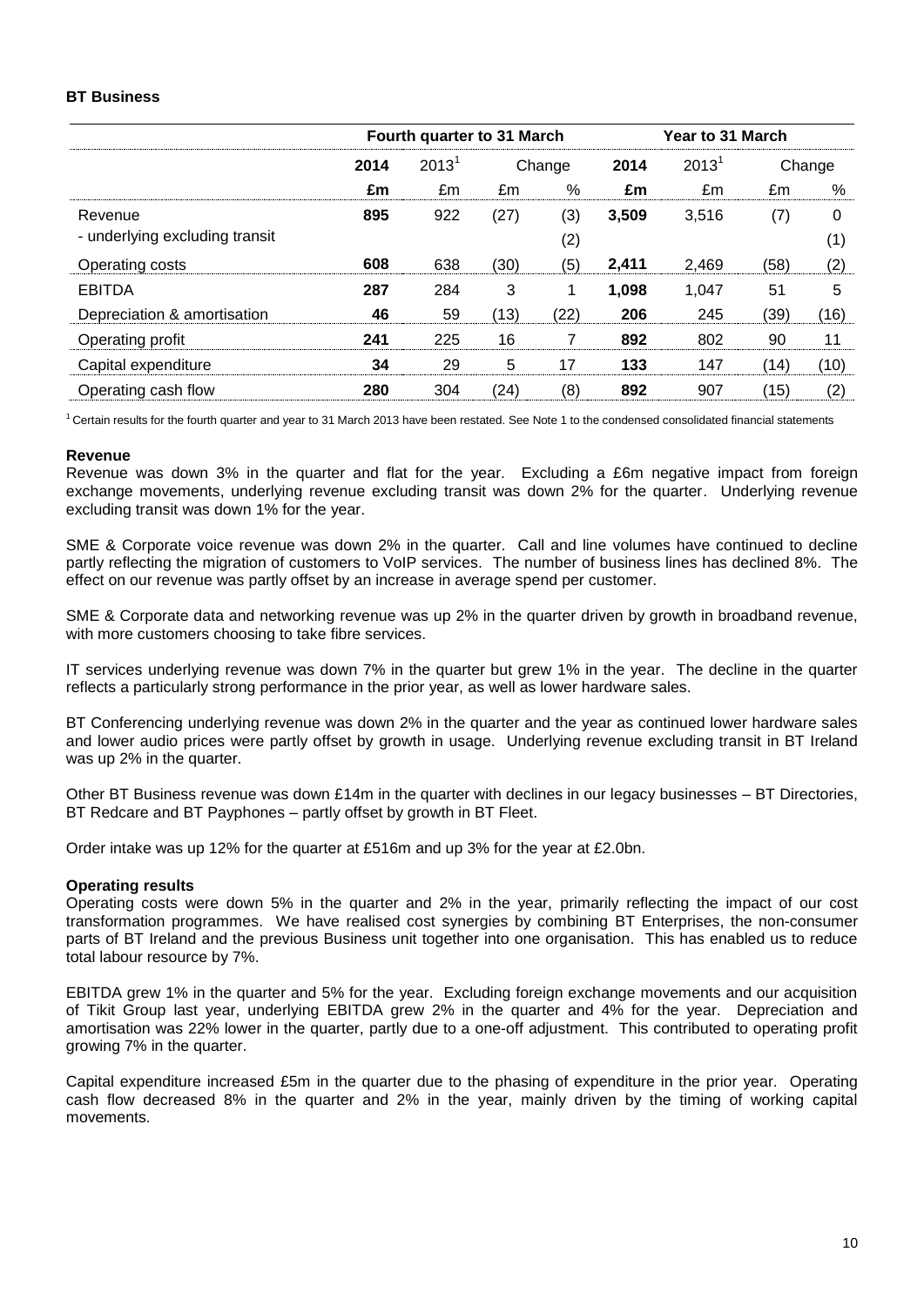**BT Business**

| | Fourth quarter to 31 March | | | | Year to 31 March | | | |
|---|---|---|---|---|---|---|---|---|
| | **2014** | 2013[1] | Change | | **2014** | 2013[1] | Change | |
| | **£m** | £m | £m | % | **£m** | £m | £m | % |
| Revenue | **895** | 922 | (27) | (3) | **3,509** | 3,516 | (7) | 0 |
| - underlying excluding transit | | | | (2) | | | | (1) |
| Operating costs | **608** | 638 | (30) | (5) | **2,411** | 2,469 | (58) | (2) |
| EBITDA | **287** | 284 | 3 | 1 | **1,098** | 1,047 | 51 | 5 |
| Depreciation & amortisation | **46** | 59 | (13) | (22) | **206** | 245 | (39) | (16) |
| Operating profit | **241** | 225 | 16 | 7 | **892** | 802 | 90 | 11 |
| Capital expenditure | **34** | 29 | 5 | 17 | **133** | 147 | (14) | (10) |
| Operating cash flow | **280** | 304 | (24) | (8) | **892** | 907 | (15) | (2) |

[1] Certain results for the fourth quarter and year to 31 March 2013 have been restated. See Note 1 to the condensed consolidated financial statements

**Revenue**

Revenue was down 3% in the quarter and flat for the year. Excluding a £6m negative impact from foreign exchange movements, underlying revenue excluding transit was down 2% for the quarter. Underlying revenue excluding transit was down 1% for the year.

SME & Corporate voice revenue was down 2% in the quarter. Call and line volumes have continued to decline partly reflecting the migration of customers to VoIP services. The number of business lines has declined 8%. The effect on our revenue was partly offset by an increase in average spend per customer.

SME & Corporate data and networking revenue was up 2% in the quarter driven by growth in broadband revenue, with more customers choosing to take fibre services.

IT services underlying revenue was down 7% in the quarter but grew 1% in the year. The decline in the quarter reflects a particularly strong performance in the prior year, as well as lower hardware sales.

BT Conferencing underlying revenue was down 2% in the quarter and the year as continued lower hardware sales and lower audio prices were partly offset by growth in usage. Underlying revenue excluding transit in BT Ireland was up 2% in the quarter.

Other BT Business revenue was down £14m in the quarter with declines in our legacy businesses – BT Directories, BT Redcare and BT Payphones – partly offset by growth in BT Fleet.

Order intake was up 12% for the quarter at £516m and up 3% for the year at £2.0bn.

**Operating results**

Operating costs were down 5% in the quarter and 2% in the year, primarily reflecting the impact of our cost transformation programmes. We have realised cost synergies by combining BT Enterprises, the non-consumer parts of BT Ireland and the previous Business unit together into one organisation. This has enabled us to reduce total labour resource by 7%.

EBITDA grew 1% in the quarter and 5% for the year. Excluding foreign exchange movements and our acquisition of Tikit Group last year, underlying EBITDA grew 2% in the quarter and 4% for the year. Depreciation and amortisation was 22% lower in the quarter, partly due to a one-off adjustment. This contributed to operating profit growing 7% in the quarter.

Capital expenditure increased £5m in the quarter due to the phasing of expenditure in the prior year. Operating cash flow decreased 8% in the quarter and 2% in the year, mainly driven by the timing of working capital movements.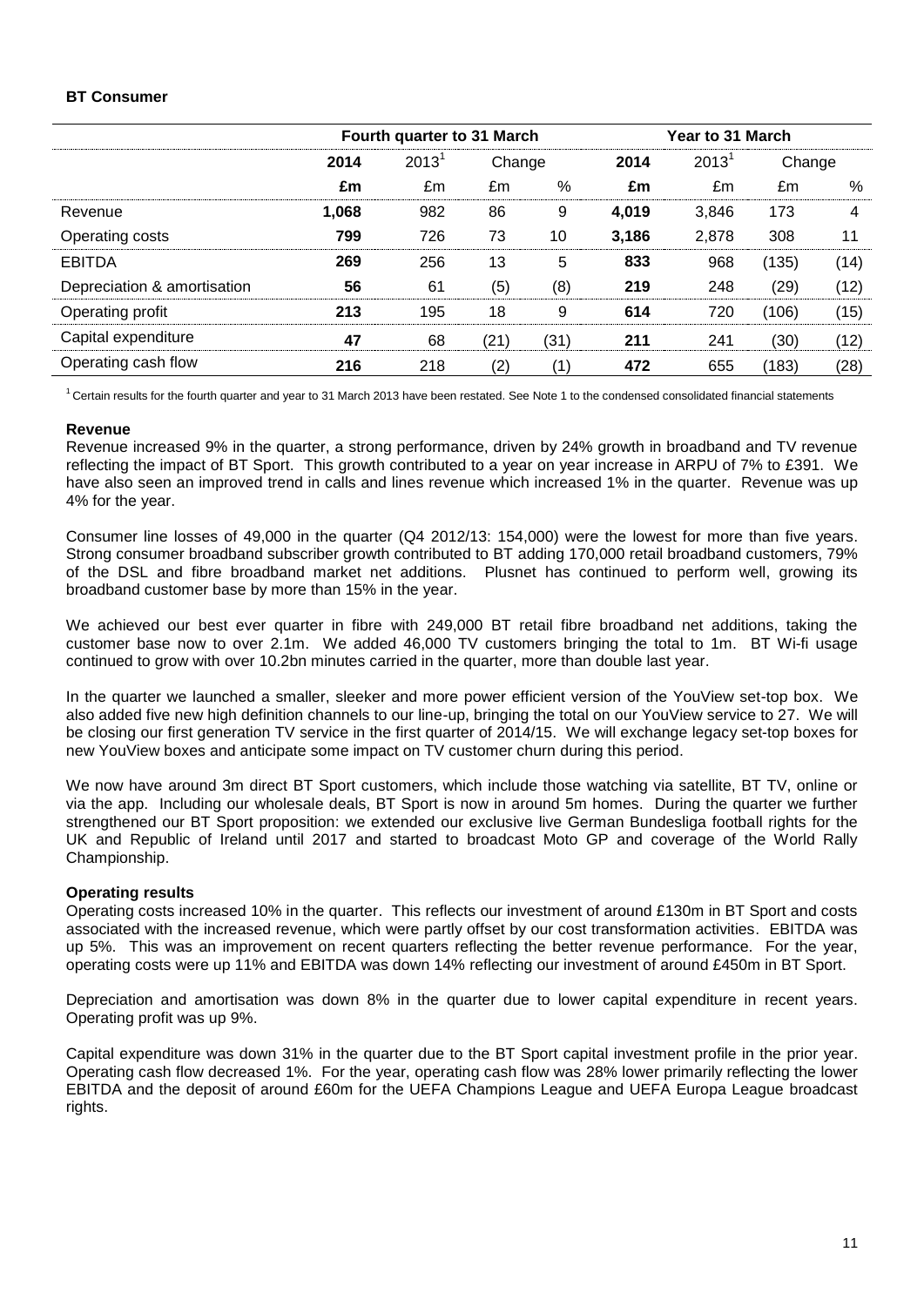**BT Consumer**

| | Fourth quarter to 31 March | | | | Year to 31 March | | | |
|---|---|---|---|---|---|---|---|---|
| | **2014** | 2013[1] | Change | | **2014** | 2013[1] | Change | |
| | **£m** | £m | £m | % | **£m** | £m | £m | % |
| Revenue | **1,068** | 982 | 86 | 9 | **4,019** | 3,846 | 173 | 4 |
| Operating costs | **799** | 726 | 73 | 10 | **3,186** | 2,878 | 308 | 11 |
| EBITDA | **269** | 256 | 13 | 5 | **833** | 968 | (135) | (14) |
| Depreciation & amortisation | **56** | 61 | (5) | (8) | **219** | 248 | (29) | (12) |
| Operating profit | **213** | 195 | 18 | 9 | **614** | 720 | (106) | (15) |
| Capital expenditure | **47** | 68 | (21) | (31) | **211** | 241 | (30) | (12) |
| Operating cash flow | **216** | 218 | (2) | (1) | **472** | 655 | (183) | (28) |

[1] Certain results for the fourth quarter and year to 31 March 2013 have been restated. See Note 1 to the condensed consolidated financial statements

**Revenue**

Revenue increased 9% in the quarter, a strong performance, driven by 24% growth in broadband and TV revenue reflecting the impact of BT Sport. This growth contributed to a year on year increase in ARPU of 7% to £391. We have also seen an improved trend in calls and lines revenue which increased 1% in the quarter. Revenue was up 4% for the year.

Consumer line losses of 49,000 in the quarter (Q4 2012/13: 154,000) were the lowest for more than five years. Strong consumer broadband subscriber growth contributed to BT adding 170,000 retail broadband customers, 79% of the DSL and fibre broadband market net additions. Plusnet has continued to perform well, growing its broadband customer base by more than 15% in the year.

We achieved our best ever quarter in fibre with 249,000 BT retail fibre broadband net additions, taking the customer base now to over 2.1m. We added 46,000 TV customers bringing the total to 1m. BT Wi-fi usage continued to grow with over 10.2bn minutes carried in the quarter, more than double last year.

In the quarter we launched a smaller, sleeker and more power efficient version of the YouView set-top box. We also added five new high definition channels to our line-up, bringing the total on our YouView service to 27. We will be closing our first generation TV service in the first quarter of 2014/15. We will exchange legacy set-top boxes for new YouView boxes and anticipate some impact on TV customer churn during this period.

We now have around 3m direct BT Sport customers, which include those watching via satellite, BT TV, online or via the app. Including our wholesale deals, BT Sport is now in around 5m homes. During the quarter we further strengthened our BT Sport proposition: we extended our exclusive live German Bundesliga football rights for the UK and Republic of Ireland until 2017 and started to broadcast Moto GP and coverage of the World Rally Championship.

**Operating results**

Operating costs increased 10% in the quarter. This reflects our investment of around £130m in BT Sport and costs associated with the increased revenue, which were partly offset by our cost transformation activities. EBITDA was up 5%. This was an improvement on recent quarters reflecting the better revenue performance. For the year, operating costs were up 11% and EBITDA was down 14% reflecting our investment of around £450m in BT Sport.

Depreciation and amortisation was down 8% in the quarter due to lower capital expenditure in recent years. Operating profit was up 9%.

Capital expenditure was down 31% in the quarter due to the BT Sport capital investment profile in the prior year. Operating cash flow decreased 1%. For the year, operating cash flow was 28% lower primarily reflecting the lower EBITDA and the deposit of around £60m for the UEFA Champions League and UEFA Europa League broadcast rights.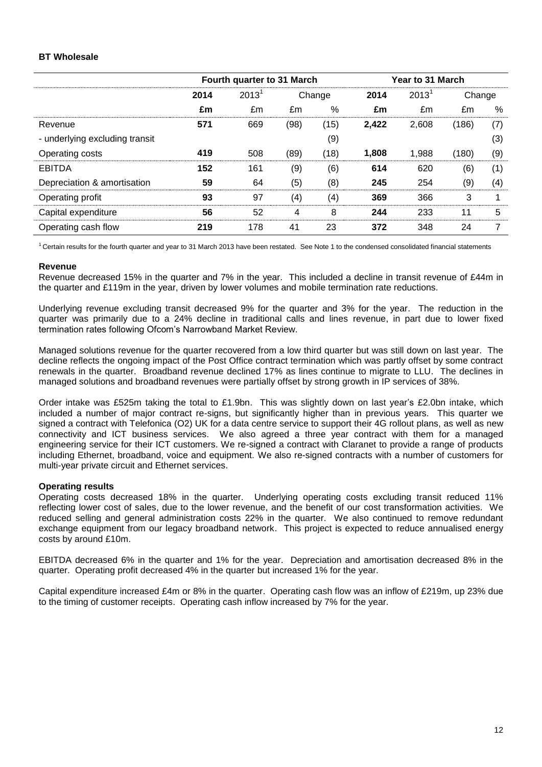**BT Wholesale**

| | Fourth quarter to 31 March | | | | Year to 31 March | | | |
|---|---|---|---|---|---|---|---|---|
| | **2014** | 2013[1] | Change | | **2014** | 2013[1] | Change | |
| | **£m** | £m | £m | % | **£m** | £m | £m | % |
| Revenue | **571** | 669 | (98) | (15) | **2,422** | 2,608 | (186) | (7) |
| - underlying excluding transit | | | | (9) | | | | (3) |
| Operating costs | **419** | 508 | (89) | (18) | **1,808** | 1,988 | (180) | (9) |
| EBITDA | **152** | 161 | (9) | (6) | **614** | 620 | (6) | (1) |
| Depreciation & amortisation | **59** | 64 | (5) | (8) | **245** | 254 | (9) | (4) |
| Operating profit | **93** | 97 | (4) | (4) | **369** | 366 | 3 | 1 |
| Capital expenditure | **56** | 52 | 4 | 8 | **244** | 233 | 11 | 5 |
| Operating cash flow | **219** | 178 | 41 | 23 | **372** | 348 | 24 | 7 |

[1] Certain results for the fourth quarter and year to 31 March 2013 have been restated. See Note 1 to the condensed consolidated financial statements

**Revenue**

Revenue decreased 15% in the quarter and 7% in the year. This included a decline in transit revenue of £44m in the quarter and £119m in the year, driven by lower volumes and mobile termination rate reductions.

Underlying revenue excluding transit decreased 9% for the quarter and 3% for the year. The reduction in the quarter was primarily due to a 24% decline in traditional calls and lines revenue, in part due to lower fixed termination rates following Ofcom's Narrowband Market Review.

Managed solutions revenue for the quarter recovered from a low third quarter but was still down on last year. The decline reflects the ongoing impact of the Post Office contract termination which was partly offset by some contract renewals in the quarter. Broadband revenue declined 17% as lines continue to migrate to LLU. The declines in managed solutions and broadband revenues were partially offset by strong growth in IP services of 38%.

Order intake was £525m taking the total to £1.9bn. This was slightly down on last year's £2.0bn intake, which included a number of major contract re-signs, but significantly higher than in previous years. This quarter we signed a contract with Telefonica (O2) UK for a data centre service to support their 4G rollout plans, as well as new connectivity and ICT business services. We also agreed a three year contract with them for a managed engineering service for their ICT customers. We re-signed a contract with Claranet to provide a range of products including Ethernet, broadband, voice and equipment. We also re-signed contracts with a number of customers for multi-year private circuit and Ethernet services.

**Operating results**

Operating costs decreased 18% in the quarter. Underlying operating costs excluding transit reduced 11% reflecting lower cost of sales, due to the lower revenue, and the benefit of our cost transformation activities. We reduced selling and general administration costs 22% in the quarter. We also continued to remove redundant exchange equipment from our legacy broadband network. This project is expected to reduce annualised energy costs by around £10m.

EBITDA decreased 6% in the quarter and 1% for the year. Depreciation and amortisation decreased 8% in the quarter. Operating profit decreased 4% in the quarter but increased 1% for the year.

Capital expenditure increased £4m or 8% in the quarter. Operating cash flow was an inflow of £219m, up 23% due to the timing of customer receipts. Operating cash inflow increased by 7% for the year.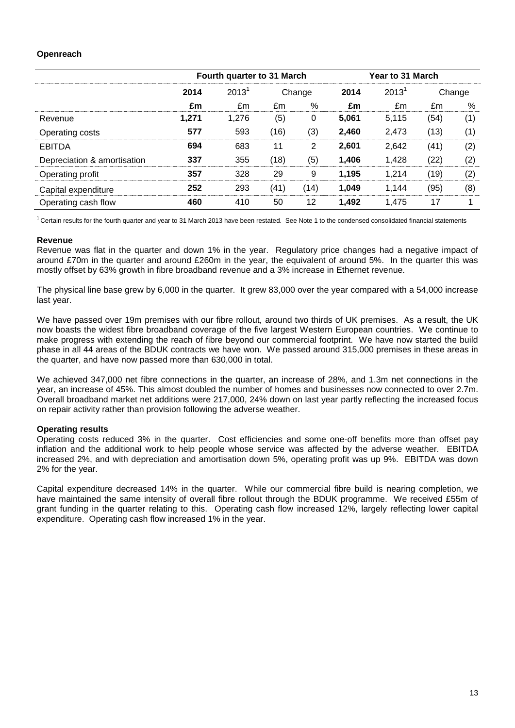**Openreach**

| | Fourth quarter to 31 March | | | | Year to 31 March | | | |
|---|---|---|---|---|---|---|---|---|
| | **2014** | 2013[1] | Change | | **2014** | 2013[1] | Change | |
| | **£m** | £m | £m | % | **£m** | £m | £m | % |
| Revenue | **1,271** | 1,276 | (5) | 0 | **5,061** | 5,115 | (54) | (1) |
| Operating costs | **577** | 593 | (16) | (3) | **2,460** | 2,473 | (13) | (1) |
| EBITDA | **694** | 683 | 11 | 2 | **2,601** | 2,642 | (41) | (2) |
| Depreciation & amortisation | **337** | 355 | (18) | (5) | **1,406** | 1,428 | (22) | (2) |
| Operating profit | **357** | 328 | 29 | 9 | **1,195** | 1,214 | (19) | (2) |
| Capital expenditure | **252** | 293 | (41) | (14) | **1,049** | 1,144 | (95) | (8) |
| Operating cash flow | **460** | 410 | 50 | 12 | **1,492** | 1,475 | 17 | 1 |

[1] Certain results for the fourth quarter and year to 31 March 2013 have been restated. See Note 1 to the condensed consolidated financial statements

**Revenue**

Revenue was flat in the quarter and down 1% in the year. Regulatory price changes had a negative impact of around £70m in the quarter and around £260m in the year, the equivalent of around 5%. In the quarter this was mostly offset by 63% growth in fibre broadband revenue and a 3% increase in Ethernet revenue.

The physical line base grew by 6,000 in the quarter. It grew 83,000 over the year compared with a 54,000 increase last year.

We have passed over 19m premises with our fibre rollout, around two thirds of UK premises. As a result, the UK now boasts the widest fibre broadband coverage of the five largest Western European countries. We continue to make progress with extending the reach of fibre beyond our commercial footprint. We have now started the build phase in all 44 areas of the BDUK contracts we have won. We passed around 315,000 premises in these areas in the quarter, and have now passed more than 630,000 in total.

We achieved 347,000 net fibre connections in the quarter, an increase of 28%, and 1.3m net connections in the year, an increase of 45%. This almost doubled the number of homes and businesses now connected to over 2.7m. Overall broadband market net additions were 217,000, 24% down on last year partly reflecting the increased focus on repair activity rather than provision following the adverse weather.

**Operating results**

Operating costs reduced 3% in the quarter. Cost efficiencies and some one-off benefits more than offset pay inflation and the additional work to help people whose service was affected by the adverse weather. EBITDA increased 2%, and with depreciation and amortisation down 5%, operating profit was up 9%. EBITDA was down 2% for the year.

Capital expenditure decreased 14% in the quarter. While our commercial fibre build is nearing completion, we have maintained the same intensity of overall fibre rollout through the BDUK programme. We received £55m of grant funding in the quarter relating to this. Operating cash flow increased 12%, largely reflecting lower capital expenditure. Operating cash flow increased 1% in the year.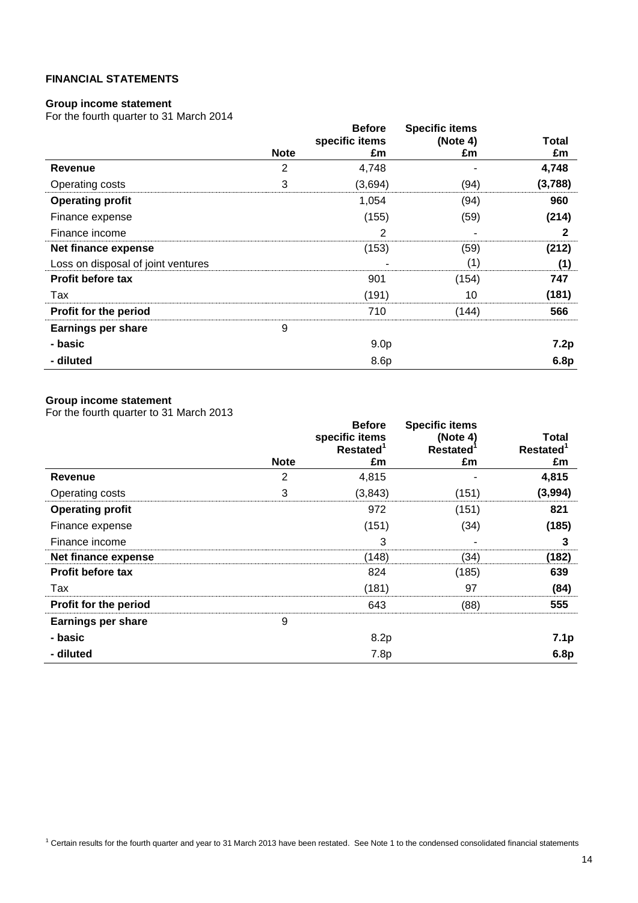## FINANCIAL STATEMENTS

### Group income statement

For the fourth quarter to 31 March 2014

| | Note | Before specific items £m | Specific items (Note 4) £m | Total £m |
|---|---|---|---|---|
| **Revenue** | 2 | 4,748 | - | **4,748** |
| Operating costs | 3 | (3,694) | (94) | **(3,788)** |
| **Operating profit** | | 1,054 | (94) | **960** |
| Finance expense | | (155) | (59) | **(214)** |
| Finance income | | 2 | - | **2** |
| **Net finance expense** | | (153) | (59) | **(212)** |
| Loss on disposal of joint ventures | | - | (1) | **(1)** |
| **Profit before tax** | | 901 | (154) | **747** |
| Tax | | (191) | 10 | **(181)** |
| **Profit for the period** | | 710 | (144) | **566** |
| **Earnings per share** | 9 | | | |
| **- basic** | | 9.0p | | **7.2p** |
| **- diluted** | | 8.6p | | **6.8p** |

### Group income statement

For the fourth quarter to 31 March 2013

| | Note | Before specific items Restated[1] £m | Specific items (Note 4) Restated[1] £m | Total Restated[1] £m |
|---|---|---|---|---|
| **Revenue** | 2 | 4,815 | - | **4,815** |
| Operating costs | 3 | (3,843) | (151) | **(3,994)** |
| **Operating profit** | | 972 | (151) | **821** |
| Finance expense | | (151) | (34) | **(185)** |
| Finance income | | 3 | - | **3** |
| **Net finance expense** | | (148) | (34) | **(182)** |
| **Profit before tax** | | 824 | (185) | **639** |
| Tax | | (181) | 97 | **(84)** |
| **Profit for the period** | | 643 | (88) | **555** |
| **Earnings per share** | 9 | | | |
| **- basic** | | 8.2p | | **7.1p** |
| **- diluted** | | 7.8p | | **6.8p** |

[1] Certain results for the fourth quarter and year to 31 March 2013 have been restated. See Note 1 to the condensed consolidated financial statements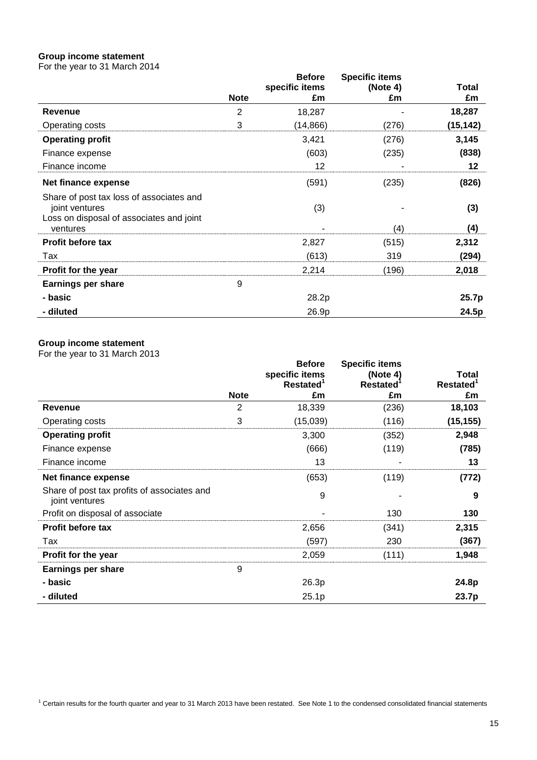**Group income statement**
For the year to 31 March 2014

| | Note | Before specific items £m | Specific items (Note 4) £m | Total £m |
|---|---|---|---|---|
| **Revenue** | 2 | 18,287 | - | **18,287** |
| Operating costs | 3 | (14,866) | (276) | **(15,142)** |
| **Operating profit** | | 3,421 | (276) | **3,145** |
| Finance expense | | (603) | (235) | **(838)** |
| Finance income | | 12 | - | **12** |
| **Net finance expense** | | (591) | (235) | **(826)** |
| Share of post tax loss of associates and joint ventures | | (3) | - | **(3)** |
| Loss on disposal of associates and joint ventures | | - | (4) | **(4)** |
| **Profit before tax** | | 2,827 | (515) | **2,312** |
| Tax | | (613) | 319 | **(294)** |
| **Profit for the year** | | 2,214 | (196) | **2,018** |
| **Earnings per share** | 9 | | | |
| **- basic** | | 28.2p | | **25.7p** |
| **- diluted** | | 26.9p | | **24.5p** |

**Group income statement**
For the year to 31 March 2013

| | Note | Before specific items Restated[1] £m | Specific items (Note 4) Restated[1] £m | Total Restated[1] £m |
|---|---|---|---|---|
| **Revenue** | 2 | 18,339 | (236) | **18,103** |
| Operating costs | 3 | (15,039) | (116) | **(15,155)** |
| **Operating profit** | | 3,300 | (352) | **2,948** |
| Finance expense | | (666) | (119) | **(785)** |
| Finance income | | 13 | - | **13** |
| **Net finance expense** | | (653) | (119) | **(772)** |
| Share of post tax profits of associates and joint ventures | | 9 | - | **9** |
| Profit on disposal of associate | | - | 130 | **130** |
| **Profit before tax** | | 2,656 | (341) | **2,315** |
| Tax | | (597) | 230 | **(367)** |
| **Profit for the year** | | 2,059 | (111) | **1,948** |
| **Earnings per share** | 9 | | | |
| **- basic** | | 26.3p | | **24.8p** |
| **- diluted** | | 25.1p | | **23.7p** |

[1] Certain results for the fourth quarter and year to 31 March 2013 have been restated. See Note 1 to the condensed consolidated financial statements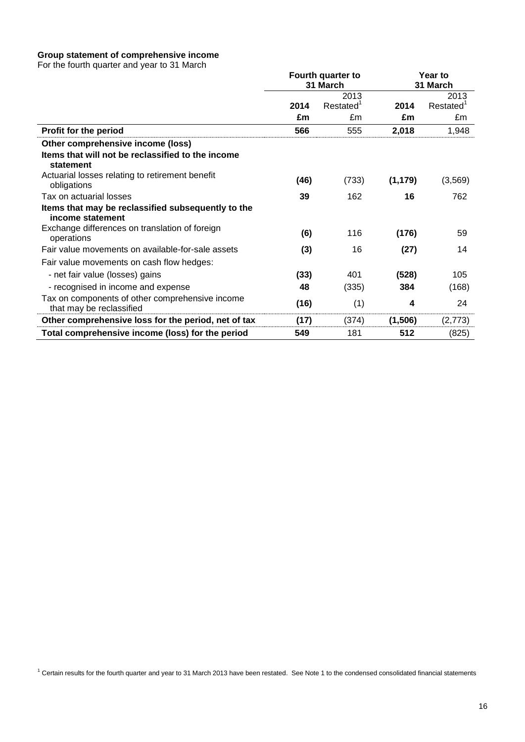**Group statement of comprehensive income**

For the fourth quarter and year to 31 March

| | Fourth quarter to 31 March | | Year to 31 March | |
|---|---|---|---|---|
| | **2014** | 2013 Restated[1] | **2014** | 2013 Restated[1] |
| | **£m** | £m | **£m** | £m |
| **Profit for the period** | **566** | 555 | **2,018** | 1,948 |
| **Other comprehensive income (loss)** | | | | |
| **Items that will not be reclassified to the income statement** | | | | |
| Actuarial losses relating to retirement benefit obligations | **(46)** | (733) | **(1,179)** | (3,569) |
| Tax on actuarial losses | **39** | 162 | **16** | 762 |
| **Items that may be reclassified subsequently to the income statement** | | | | |
| Exchange differences on translation of foreign operations | **(6)** | 116 | **(176)** | 59 |
| Fair value movements on available-for-sale assets | **(3)** | 16 | **(27)** | 14 |
| Fair value movements on cash flow hedges: | | | | |
| - net fair value (losses) gains | **(33)** | 401 | **(528)** | 105 |
| - recognised in income and expense | **48** | (335) | **384** | (168) |
| Tax on components of other comprehensive income that may be reclassified | **(16)** | (1) | **4** | 24 |
| **Other comprehensive loss for the period, net of tax** | **(17)** | (374) | **(1,506)** | (2,773) |
| **Total comprehensive income (loss) for the period** | **549** | 181 | **512** | (825) |

[1] Certain results for the fourth quarter and year to 31 March 2013 have been restated. See Note 1 to the condensed consolidated financial statements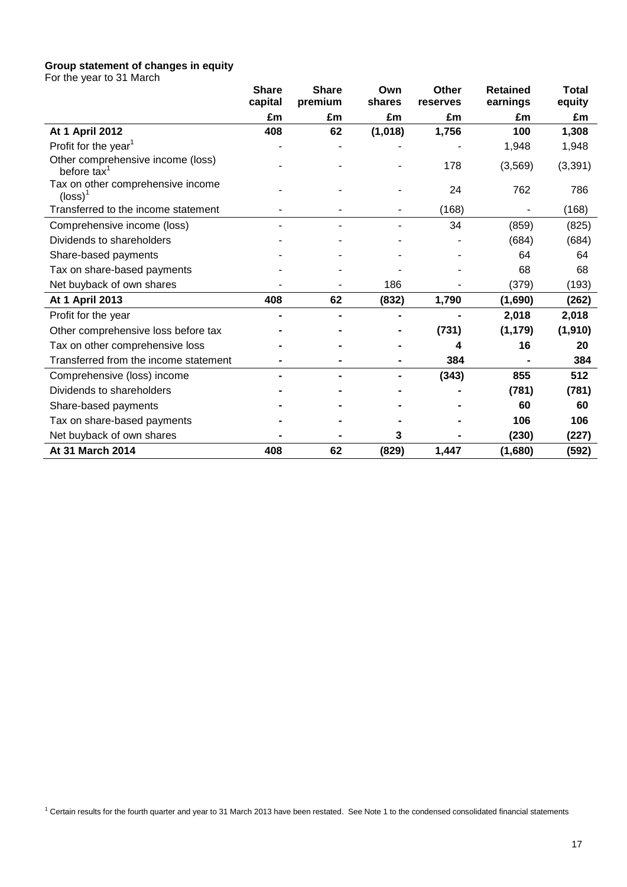**Group statement of changes in equity**
For the year to 31 March

| | Share capital | Share premium | Own shares | Other reserves | Retained earnings | Total equity |
|---|---|---|---|---|---|---|
| | £m | £m | £m | £m | £m | £m |
| **At 1 April 2012** | **408** | **62** | **(1,018)** | **1,756** | **100** | **1,308** |
| Profit for the year[1] | - | - | - | - | 1,948 | 1,948 |
| Other comprehensive income (loss) before tax[1] | - | - | - | 178 | (3,569) | (3,391) |
| Tax on other comprehensive income (loss)[1] | - | - | - | 24 | 762 | 786 |
| Transferred to the income statement | - | - | - | (168) | - | (168) |
| Comprehensive income (loss) | - | - | - | 34 | (859) | (825) |
| Dividends to shareholders | - | - | - | - | (684) | (684) |
| Share-based payments | - | - | - | - | 64 | 64 |
| Tax on share-based payments | - | - | - | - | 68 | 68 |
| Net buyback of own shares | - | - | 186 | - | (379) | (193) |
| **At 1 April 2013** | **408** | **62** | **(832)** | **1,790** | **(1,690)** | **(262)** |
| Profit for the year | **-** | **-** | **-** | **-** | **2,018** | **2,018** |
| Other comprehensive loss before tax | **-** | **-** | **-** | **(731)** | **(1,179)** | **(1,910)** |
| Tax on other comprehensive loss | **-** | **-** | **-** | **4** | **16** | **20** |
| Transferred from the income statement | **-** | **-** | **-** | **384** | **-** | **384** |
| Comprehensive (loss) income | **-** | **-** | **-** | **(343)** | **855** | **512** |
| Dividends to shareholders | **-** | **-** | **-** | **-** | **(781)** | **(781)** |
| Share-based payments | **-** | **-** | **-** | **-** | **60** | **60** |
| Tax on share-based payments | **-** | **-** | **-** | **-** | **106** | **106** |
| Net buyback of own shares | **-** | **-** | **3** | **-** | **(230)** | **(227)** |
| **At 31 March 2014** | **408** | **62** | **(829)** | **1,447** | **(1,680)** | **(592)** |

[1] Certain results for the fourth quarter and year to 31 March 2013 have been restated. See Note 1 to the condensed consolidated financial statements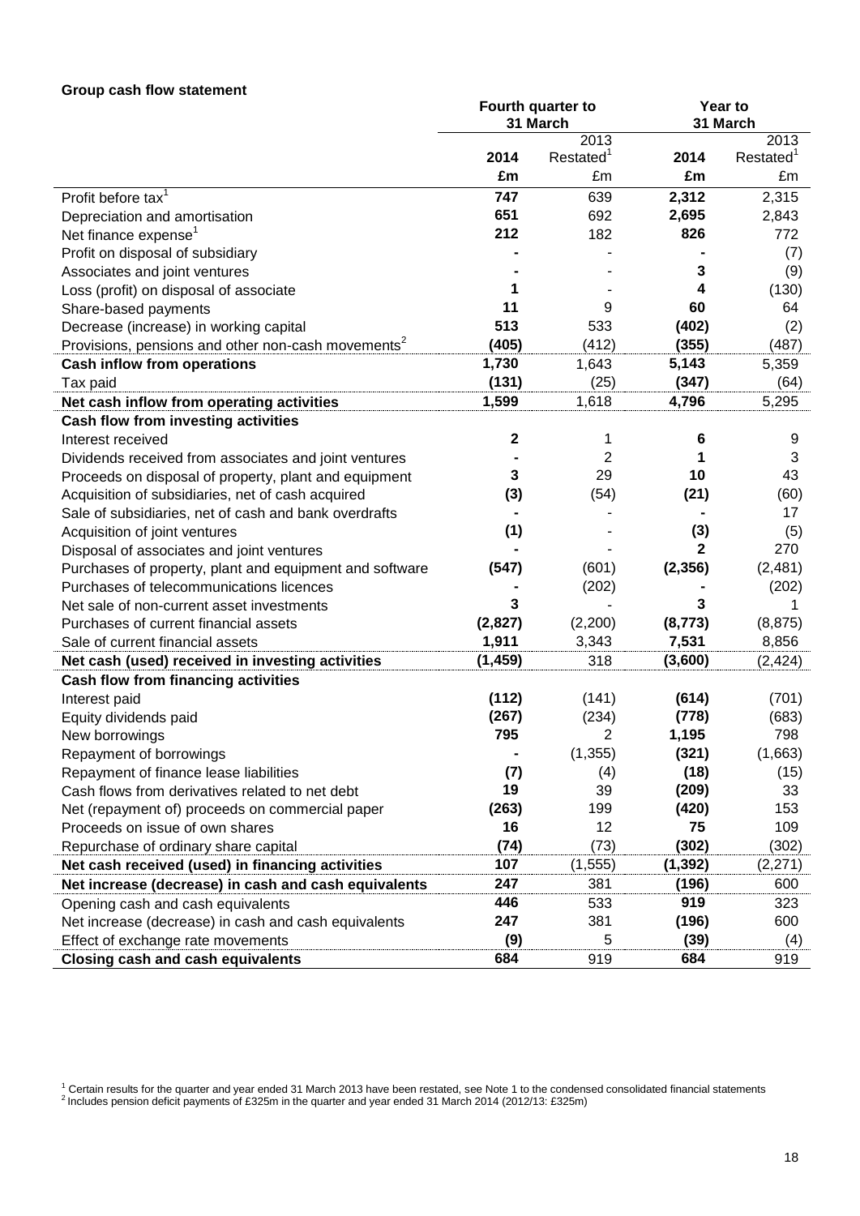**Group cash flow statement**

| | Fourth quarter to 31 March | | Year to 31 March | |
|---|---|---|---|---|
| | **2014** | 2013 Restated[1] | **2014** | 2013 Restated[1] |
| | **£m** | £m | **£m** | £m |
| Profit before tax[1] | **747** | 639 | **2,312** | 2,315 |
| Depreciation and amortisation | **651** | 692 | **2,695** | 2,843 |
| Net finance expense[1] | **212** | 182 | **826** | 772 |
| Profit on disposal of subsidiary | **-** | - | **-** | (7) |
| Associates and joint ventures | **-** | - | **3** | (9) |
| Loss (profit) on disposal of associate | **1** | - | **4** | (130) |
| Share-based payments | **11** | 9 | **60** | 64 |
| Decrease (increase) in working capital | **513** | 533 | **(402)** | (2) |
| Provisions, pensions and other non-cash movements[2] | **(405)** | (412) | **(355)** | (487) |
| **Cash inflow from operations** | **1,730** | 1,643 | **5,143** | 5,359 |
| Tax paid | **(131)** | (25) | **(347)** | (64) |
| **Net cash inflow from operating activities** | **1,599** | 1,618 | **4,796** | 5,295 |
| **Cash flow from investing activities** | | | | |
| Interest received | **2** | 1 | **6** | 9 |
| Dividends received from associates and joint ventures | **-** | 2 | **1** | 3 |
| Proceeds on disposal of property, plant and equipment | **3** | 29 | **10** | 43 |
| Acquisition of subsidiaries, net of cash acquired | **(3)** | (54) | **(21)** | (60) |
| Sale of subsidiaries, net of cash and bank overdrafts | **-** | - | **-** | 17 |
| Acquisition of joint ventures | **(1)** | - | **(3)** | (5) |
| Disposal of associates and joint ventures | **-** | - | **2** | 270 |
| Purchases of property, plant and equipment and software | **(547)** | (601) | **(2,356)** | (2,481) |
| Purchases of telecommunications licences | **-** | (202) | **-** | (202) |
| Net sale of non-current asset investments | **3** | - | **3** | 1 |
| Purchases of current financial assets | **(2,827)** | (2,200) | **(8,773)** | (8,875) |
| Sale of current financial assets | **1,911** | 3,343 | **7,531** | 8,856 |
| **Net cash (used) received in investing activities** | **(1,459)** | 318 | **(3,600)** | (2,424) |
| **Cash flow from financing activities** | | | | |
| Interest paid | **(112)** | (141) | **(614)** | (701) |
| Equity dividends paid | **(267)** | (234) | **(778)** | (683) |
| New borrowings | **795** | 2 | **1,195** | 798 |
| Repayment of borrowings | **-** | (1,355) | **(321)** | (1,663) |
| Repayment of finance lease liabilities | **(7)** | (4) | **(18)** | (15) |
| Cash flows from derivatives related to net debt | **19** | 39 | **(209)** | 33 |
| Net (repayment of) proceeds on commercial paper | **(263)** | 199 | **(420)** | 153 |
| Proceeds on issue of own shares | **16** | 12 | **75** | 109 |
| Repurchase of ordinary share capital | **(74)** | (73) | **(302)** | (302) |
| **Net cash received (used) in financing activities** | **107** | (1,555) | **(1,392)** | (2,271) |
| **Net increase (decrease) in cash and cash equivalents** | **247** | 381 | **(196)** | 600 |
| Opening cash and cash equivalents | **446** | 533 | **919** | 323 |
| Net increase (decrease) in cash and cash equivalents | **247** | 381 | **(196)** | 600 |
| Effect of exchange rate movements | **(9)** | 5 | **(39)** | (4) |
| **Closing cash and cash equivalents** | **684** | 919 | **684** | 919 |

[1] Certain results for the quarter and year ended 31 March 2013 have been restated, see Note 1 to the condensed consolidated financial statements
[2] Includes pension deficit payments of £325m in the quarter and year ended 31 March 2014 (2012/13: £325m)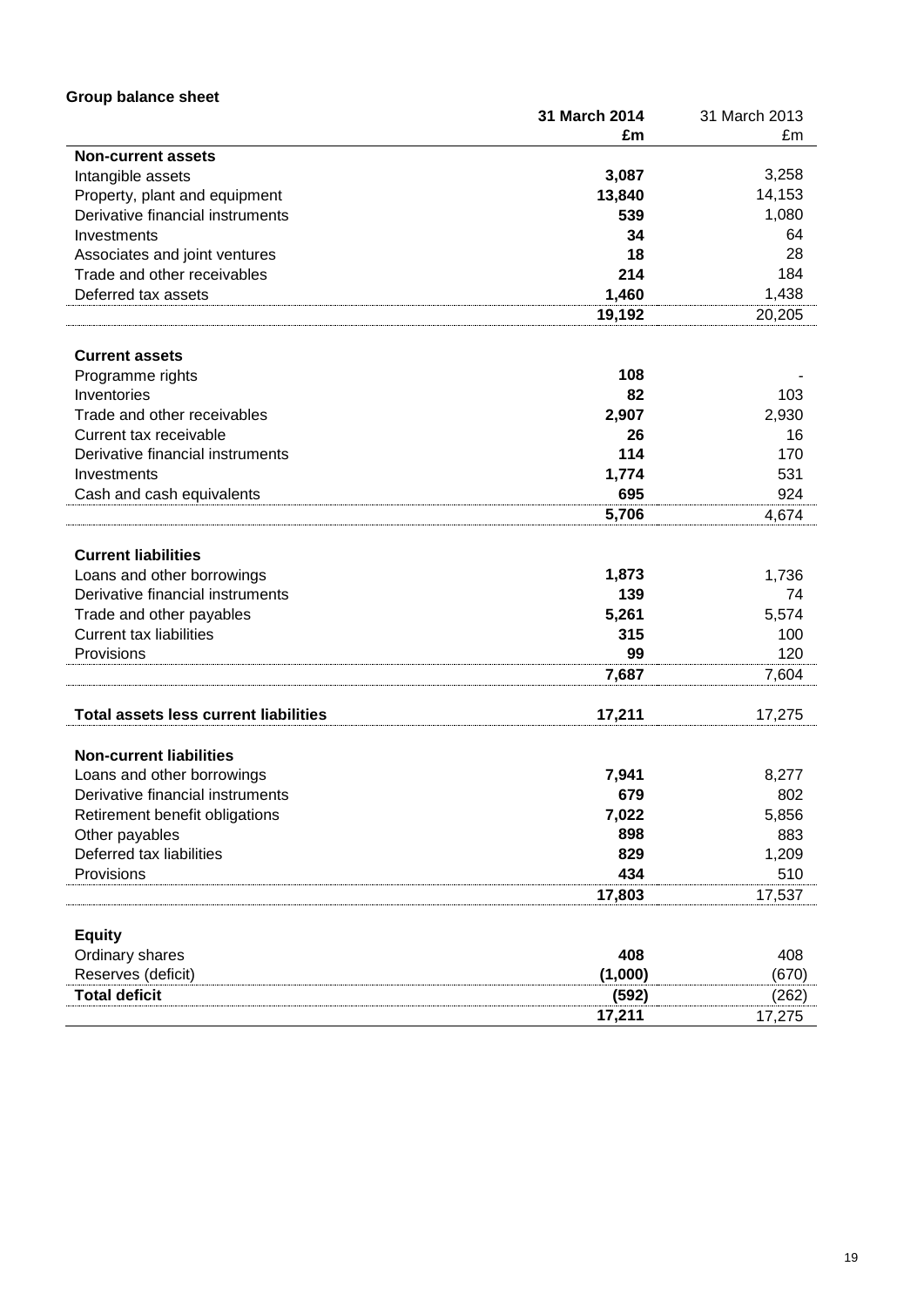**Group balance sheet**

| | 31 March 2014 | 31 March 2013 |
|---|---|---|
| | £m | £m |
| **Non-current assets** | | |
| Intangible assets | **3,087** | 3,258 |
| Property, plant and equipment | **13,840** | 14,153 |
| Derivative financial instruments | **539** | 1,080 |
| Investments | **34** | 64 |
| Associates and joint ventures | **18** | 28 |
| Trade and other receivables | **214** | 184 |
| Deferred tax assets | **1,460** | 1,438 |
| | **19,192** | 20,205 |
| **Current assets** | | |
| Programme rights | **108** | - |
| Inventories | **82** | 103 |
| Trade and other receivables | **2,907** | 2,930 |
| Current tax receivable | **26** | 16 |
| Derivative financial instruments | **114** | 170 |
| Investments | **1,774** | 531 |
| Cash and cash equivalents | **695** | 924 |
| | **5,706** | 4,674 |
| **Current liabilities** | | |
| Loans and other borrowings | **1,873** | 1,736 |
| Derivative financial instruments | **139** | 74 |
| Trade and other payables | **5,261** | 5,574 |
| Current tax liabilities | **315** | 100 |
| Provisions | **99** | 120 |
| | **7,687** | 7,604 |
| **Total assets less current liabilities** | **17,211** | 17,275 |
| **Non-current liabilities** | | |
| Loans and other borrowings | **7,941** | 8,277 |
| Derivative financial instruments | **679** | 802 |
| Retirement benefit obligations | **7,022** | 5,856 |
| Other payables | **898** | 883 |
| Deferred tax liabilities | **829** | 1,209 |
| Provisions | **434** | 510 |
| | **17,803** | 17,537 |
| **Equity** | | |
| Ordinary shares | **408** | 408 |
| Reserves (deficit) | **(1,000)** | (670) |
| **Total deficit** | **(592)** | (262) |
| | **17,211** | 17,275 |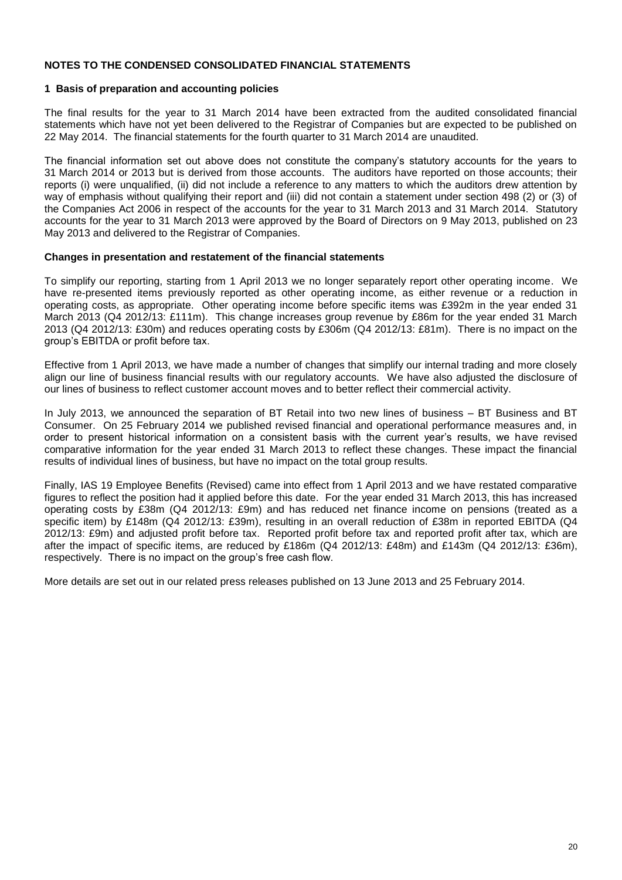## NOTES TO THE CONDENSED CONSOLIDATED FINANCIAL STATEMENTS

### 1 Basis of preparation and accounting policies

The final results for the year to 31 March 2014 have been extracted from the audited consolidated financial statements which have not yet been delivered to the Registrar of Companies but are expected to be published on 22 May 2014. The financial statements for the fourth quarter to 31 March 2014 are unaudited.

The financial information set out above does not constitute the company's statutory accounts for the years to 31 March 2014 or 2013 but is derived from those accounts. The auditors have reported on those accounts; their reports (i) were unqualified, (ii) did not include a reference to any matters to which the auditors drew attention by way of emphasis without qualifying their report and (iii) did not contain a statement under section 498 (2) or (3) of the Companies Act 2006 in respect of the accounts for the year to 31 March 2013 and 31 March 2014. Statutory accounts for the year to 31 March 2013 were approved by the Board of Directors on 9 May 2013, published on 23 May 2013 and delivered to the Registrar of Companies.

#### Changes in presentation and restatement of the financial statements

To simplify our reporting, starting from 1 April 2013 we no longer separately report other operating income. We have re-presented items previously reported as other operating income, as either revenue or a reduction in operating costs, as appropriate. Other operating income before specific items was £392m in the year ended 31 March 2013 (Q4 2012/13: £111m). This change increases group revenue by £86m for the year ended 31 March 2013 (Q4 2012/13: £30m) and reduces operating costs by £306m (Q4 2012/13: £81m). There is no impact on the group's EBITDA or profit before tax.

Effective from 1 April 2013, we have made a number of changes that simplify our internal trading and more closely align our line of business financial results with our regulatory accounts. We have also adjusted the disclosure of our lines of business to reflect customer account moves and to better reflect their commercial activity.

In July 2013, we announced the separation of BT Retail into two new lines of business – BT Business and BT Consumer. On 25 February 2014 we published revised financial and operational performance measures and, in order to present historical information on a consistent basis with the current year's results, we have revised comparative information for the year ended 31 March 2013 to reflect these changes. These impact the financial results of individual lines of business, but have no impact on the total group results.

Finally, IAS 19 Employee Benefits (Revised) came into effect from 1 April 2013 and we have restated comparative figures to reflect the position had it applied before this date. For the year ended 31 March 2013, this has increased operating costs by £38m (Q4 2012/13: £9m) and has reduced net finance income on pensions (treated as a specific item) by £148m (Q4 2012/13: £39m), resulting in an overall reduction of £38m in reported EBITDA (Q4 2012/13: £9m) and adjusted profit before tax. Reported profit before tax and reported profit after tax, which are after the impact of specific items, are reduced by £186m (Q4 2012/13: £48m) and £143m (Q4 2012/13: £36m), respectively. There is no impact on the group's free cash flow.

More details are set out in our related press releases published on 13 June 2013 and 25 February 2014.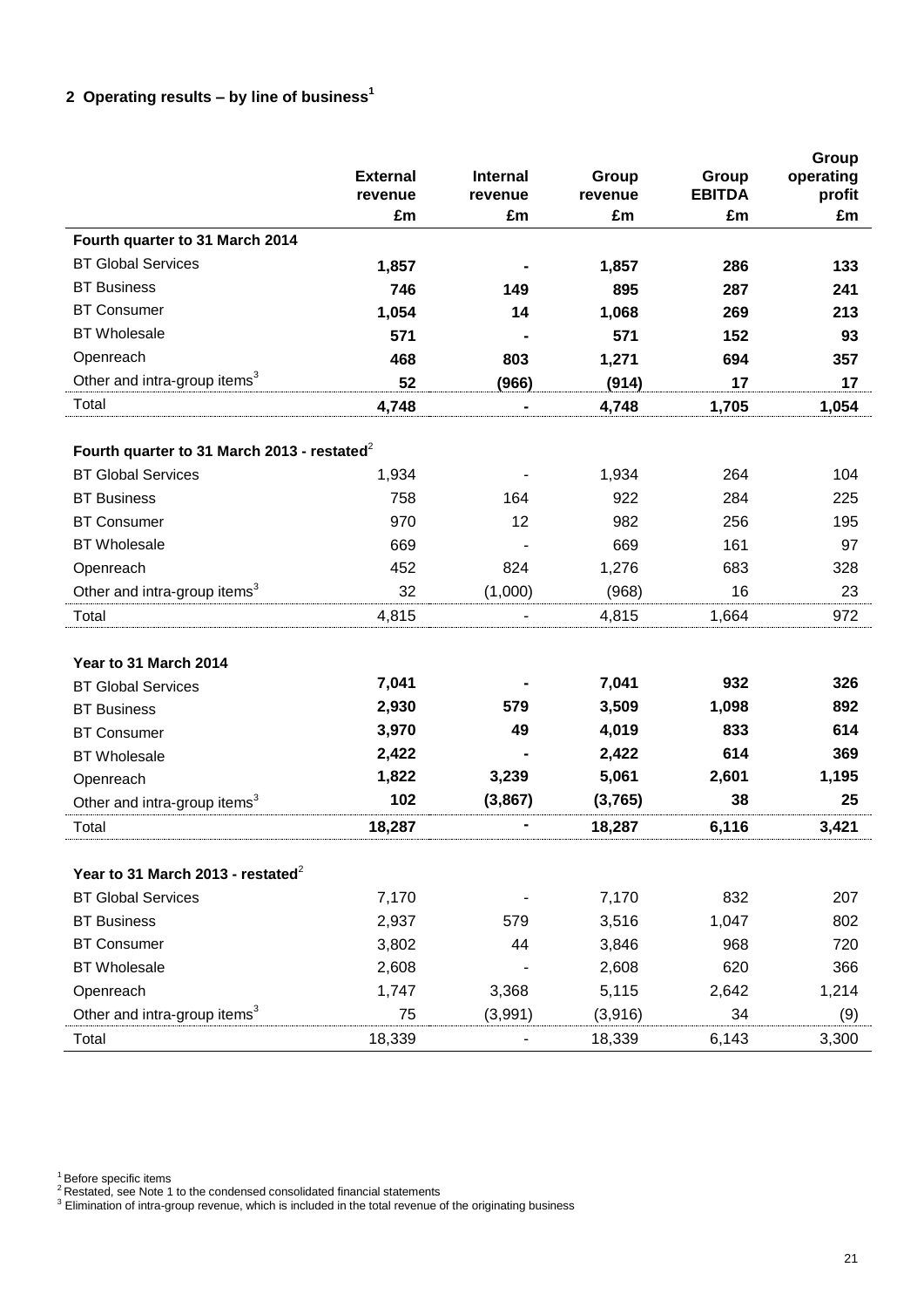## 2 Operating results – by line of business[1]

| | External revenue | Internal revenue | Group revenue | Group EBITDA | Group operating profit |
|---|---|---|---|---|---|
| | £m | £m | £m | £m | £m |
| **Fourth quarter to 31 March 2014** | | | | | |
| BT Global Services | **1,857** | **-** | **1,857** | **286** | **133** |
| BT Business | **746** | **149** | **895** | **287** | **241** |
| BT Consumer | **1,054** | **14** | **1,068** | **269** | **213** |
| BT Wholesale | **571** | **-** | **571** | **152** | **93** |
| Openreach | **468** | **803** | **1,271** | **694** | **357** |
| Other and intra-group items[3] | **52** | **(966)** | **(914)** | **17** | **17** |
| Total | **4,748** | **-** | **4,748** | **1,705** | **1,054** |
| **Fourth quarter to 31 March 2013 - restated[2]** | | | | | |
| BT Global Services | 1,934 | - | 1,934 | 264 | 104 |
| BT Business | 758 | 164 | 922 | 284 | 225 |
| BT Consumer | 970 | 12 | 982 | 256 | 195 |
| BT Wholesale | 669 | - | 669 | 161 | 97 |
| Openreach | 452 | 824 | 1,276 | 683 | 328 |
| Other and intra-group items[3] | 32 | (1,000) | (968) | 16 | 23 |
| Total | 4,815 | - | 4,815 | 1,664 | 972 |
| **Year to 31 March 2014** | | | | | |
| BT Global Services | **7,041** | **-** | **7,041** | **932** | **326** |
| BT Business | **2,930** | **579** | **3,509** | **1,098** | **892** |
| BT Consumer | **3,970** | **49** | **4,019** | **833** | **614** |
| BT Wholesale | **2,422** | **-** | **2,422** | **614** | **369** |
| Openreach | **1,822** | **3,239** | **5,061** | **2,601** | **1,195** |
| Other and intra-group items[3] | **102** | **(3,867)** | **(3,765)** | **38** | **25** |
| Total | **18,287** | **-** | **18,287** | **6,116** | **3,421** |
| **Year to 31 March 2013 - restated[2]** | | | | | |
| BT Global Services | 7,170 | - | 7,170 | 832 | 207 |
| BT Business | 2,937 | 579 | 3,516 | 1,047 | 802 |
| BT Consumer | 3,802 | 44 | 3,846 | 968 | 720 |
| BT Wholesale | 2,608 | - | 2,608 | 620 | 366 |
| Openreach | 1,747 | 3,368 | 5,115 | 2,642 | 1,214 |
| Other and intra-group items[3] | 75 | (3,991) | (3,916) | 34 | (9) |
| Total | 18,339 | - | 18,339 | 6,143 | 3,300 |

[1] Before specific items
[2] Restated, see Note 1 to the condensed consolidated financial statements
[3] Elimination of intra-group revenue, which is included in the total revenue of the originating business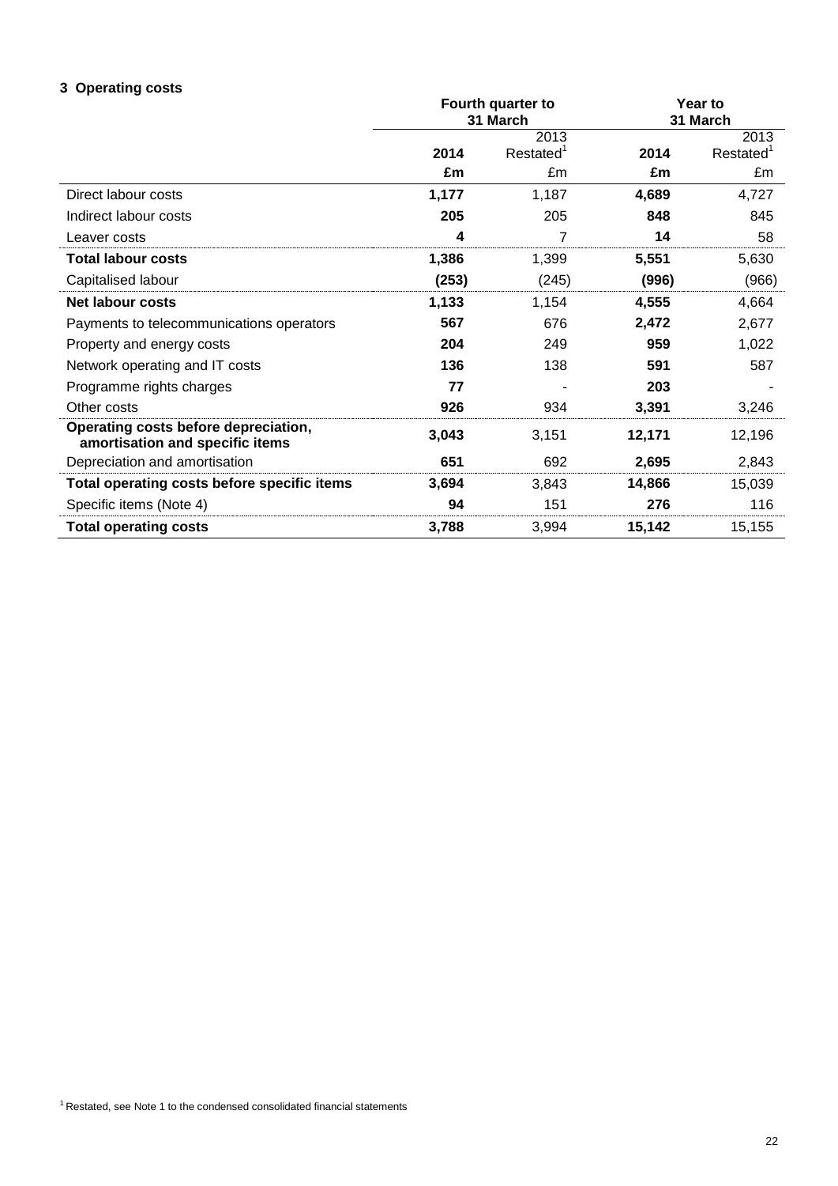### 3 Operating costs

| | Fourth quarter to 31 March | | Year to 31 March | |
|---|---|---|---|---|
| | **2014** | 2013 Restated[1] | **2014** | 2013 Restated[1] |
| | **£m** | £m | **£m** | £m |
| Direct labour costs | **1,177** | 1,187 | **4,689** | 4,727 |
| Indirect labour costs | **205** | 205 | **848** | 845 |
| Leaver costs | **4** | 7 | **14** | 58 |
| **Total labour costs** | **1,386** | 1,399 | **5,551** | 5,630 |
| Capitalised labour | **(253)** | (245) | **(996)** | (966) |
| **Net labour costs** | **1,133** | 1,154 | **4,555** | 4,664 |
| Payments to telecommunications operators | **567** | 676 | **2,472** | 2,677 |
| Property and energy costs | **204** | 249 | **959** | 1,022 |
| Network operating and IT costs | **136** | 138 | **591** | 587 |
| Programme rights charges | **77** | - | **203** | - |
| Other costs | **926** | 934 | **3,391** | 3,246 |
| **Operating costs before depreciation, amortisation and specific items** | **3,043** | 3,151 | **12,171** | 12,196 |
| Depreciation and amortisation | **651** | 692 | **2,695** | 2,843 |
| **Total operating costs before specific items** | **3,694** | 3,843 | **14,866** | 15,039 |
| Specific items (Note 4) | **94** | 151 | **276** | 116 |
| **Total operating costs** | **3,788** | 3,994 | **15,142** | 15,155 |

[1] Restated, see Note 1 to the condensed consolidated financial statements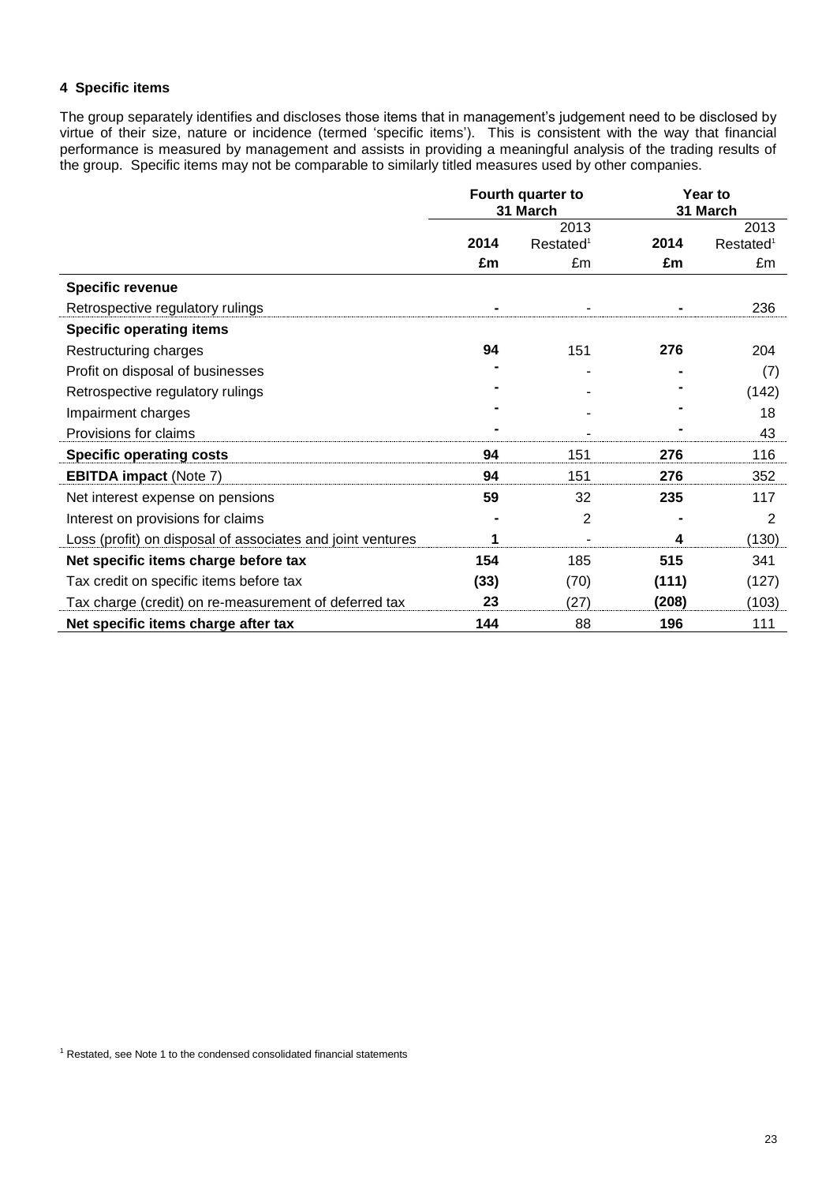#### 4 Specific items

The group separately identifies and discloses those items that in management's judgement need to be disclosed by virtue of their size, nature or incidence (termed 'specific items'). This is consistent with the way that financial performance is measured by management and assists in providing a meaningful analysis of the trading results of the group. Specific items may not be comparable to similarly titled measures used by other companies.

| | Fourth quarter to 31 March | | Year to 31 March | |
|---|---|---|---|---|
| | **2014** | 2013 Restated[1] | **2014** | 2013 Restated[1] |
| | **£m** | £m | **£m** | £m |
| **Specific revenue** | | | | |
| Retrospective regulatory rulings | **-** | - | **-** | 236 |
| **Specific operating items** | | | | |
| Restructuring charges | **94** | 151 | **276** | 204 |
| Profit on disposal of businesses | **-** | - | **-** | (7) |
| Retrospective regulatory rulings | **-** | - | **-** | (142) |
| Impairment charges | **-** | - | **-** | 18 |
| Provisions for claims | **-** | - | **-** | 43 |
| **Specific operating costs** | **94** | 151 | **276** | 116 |
| **EBITDA impact** (Note 7) | **94** | 151 | **276** | 352 |
| Net interest expense on pensions | **59** | 32 | **235** | 117 |
| Interest on provisions for claims | **-** | 2 | **-** | 2 |
| Loss (profit) on disposal of associates and joint ventures | **1** | - | **4** | (130) |
| **Net specific items charge before tax** | **154** | 185 | **515** | 341 |
| Tax credit on specific items before tax | **(33)** | (70) | **(111)** | (127) |
| Tax charge (credit) on re-measurement of deferred tax | **23** | (27) | **(208)** | (103) |
| **Net specific items charge after tax** | **144** | 88 | **196** | 111 |

[1] Restated, see Note 1 to the condensed consolidated financial statements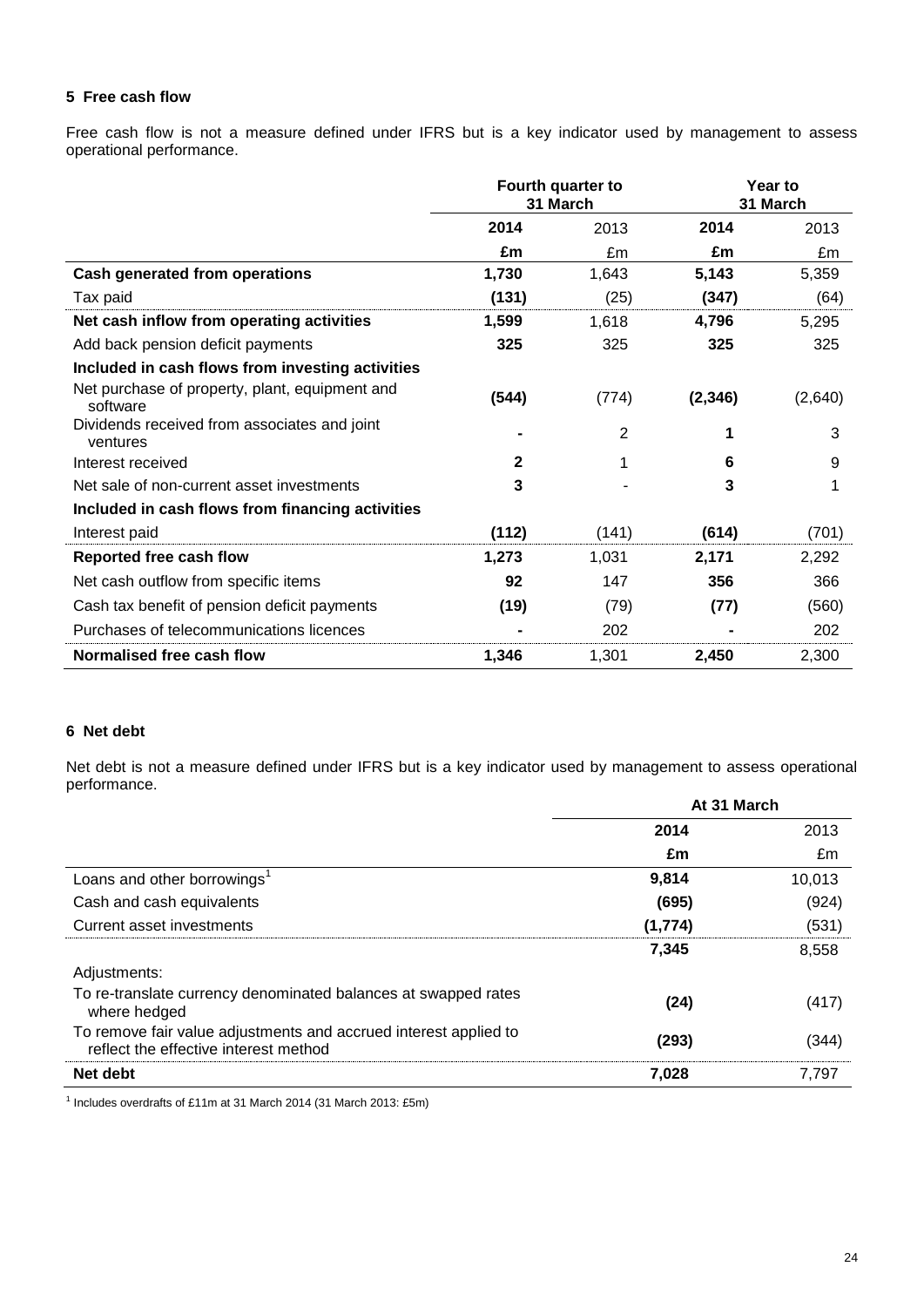## 5 Free cash flow

Free cash flow is not a measure defined under IFRS but is a key indicator used by management to assess operational performance.

| | Fourth quarter to 31 March | | Year to 31 March | |
|---|---|---|---|---|
| | **2014** | 2013 | **2014** | 2013 |
| | **£m** | £m | **£m** | £m |
| **Cash generated from operations** | **1,730** | 1,643 | **5,143** | 5,359 |
| Tax paid | **(131)** | (25) | **(347)** | (64) |
| **Net cash inflow from operating activities** | **1,599** | 1,618 | **4,796** | 5,295 |
| Add back pension deficit payments | **325** | 325 | **325** | 325 |
| **Included in cash flows from investing activities** | | | | |
| Net purchase of property, plant, equipment and software | **(544)** | (774) | **(2,346)** | (2,640) |
| Dividends received from associates and joint ventures | **-** | 2 | **1** | 3 |
| Interest received | **2** | 1 | **6** | 9 |
| Net sale of non-current asset investments | **3** | - | **3** | 1 |
| **Included in cash flows from financing activities** | | | | |
| Interest paid | **(112)** | (141) | **(614)** | (701) |
| **Reported free cash flow** | **1,273** | 1,031 | **2,171** | 2,292 |
| Net cash outflow from specific items | **92** | 147 | **356** | 366 |
| Cash tax benefit of pension deficit payments | **(19)** | (79) | **(77)** | (560) |
| Purchases of telecommunications licences | **-** | 202 | **-** | 202 |
| **Normalised free cash flow** | **1,346** | 1,301 | **2,450** | 2,300 |

## 6 Net debt

Net debt is not a measure defined under IFRS but is a key indicator used by management to assess operational performance.

| | At 31 March | |
|---|---|---|
| | **2014** | 2013 |
| | **£m** | £m |
| Loans and other borrowings[1] | **9,814** | 10,013 |
| Cash and cash equivalents | **(695)** | (924) |
| Current asset investments | **(1,774)** | (531) |
| | **7,345** | 8,558 |
| Adjustments: | | |
| To re-translate currency denominated balances at swapped rates where hedged | **(24)** | (417) |
| To remove fair value adjustments and accrued interest applied to reflect the effective interest method | **(293)** | (344) |
| **Net debt** | **7,028** | 7,797 |

[1] Includes overdrafts of £11m at 31 March 2014 (31 March 2013: £5m)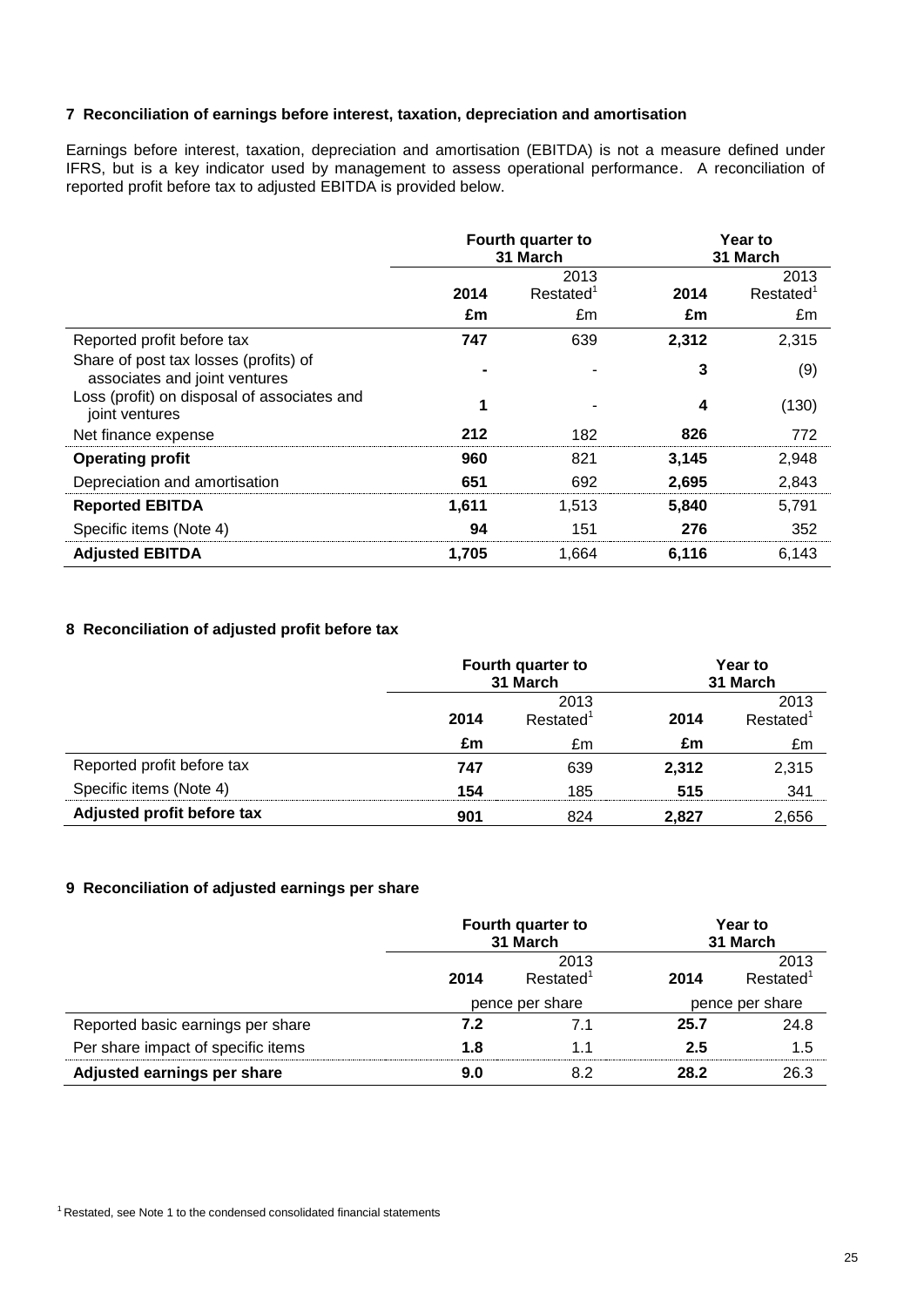### 7 Reconciliation of earnings before interest, taxation, depreciation and amortisation

Earnings before interest, taxation, depreciation and amortisation (EBITDA) is not a measure defined under IFRS, but is a key indicator used by management to assess operational performance. A reconciliation of reported profit before tax to adjusted EBITDA is provided below.

| | Fourth quarter to 31 March | | Year to 31 March | |
|---|---|---|---|---|
| | **2014** | 2013 Restated[1] | **2014** | 2013 Restated[1] |
| | **£m** | £m | **£m** | £m |
| Reported profit before tax | **747** | 639 | **2,312** | 2,315 |
| Share of post tax losses (profits) of associates and joint ventures | **-** | - | **3** | (9) |
| Loss (profit) on disposal of associates and joint ventures | **1** | - | **4** | (130) |
| Net finance expense | **212** | 182 | **826** | 772 |
| **Operating profit** | **960** | 821 | **3,145** | 2,948 |
| Depreciation and amortisation | **651** | 692 | **2,695** | 2,843 |
| **Reported EBITDA** | **1,611** | 1,513 | **5,840** | 5,791 |
| Specific items (Note 4) | **94** | 151 | **276** | 352 |
| **Adjusted EBITDA** | **1,705** | 1,664 | **6,116** | 6,143 |

### 8 Reconciliation of adjusted profit before tax

| | Fourth quarter to 31 March | | Year to 31 March | |
|---|---|---|---|---|
| | **2014** | 2013 Restated[1] | **2014** | 2013 Restated[1] |
| | **£m** | £m | **£m** | £m |
| Reported profit before tax | **747** | 639 | **2,312** | 2,315 |
| Specific items (Note 4) | **154** | 185 | **515** | 341 |
| **Adjusted profit before tax** | **901** | 824 | **2,827** | 2,656 |

### 9 Reconciliation of adjusted earnings per share

| | Fourth quarter to 31 March | | Year to 31 March | |
|---|---|---|---|---|
| | **2014** | 2013 Restated[1] | **2014** | 2013 Restated[1] |
| | pence per share | | pence per share | |
| Reported basic earnings per share | **7.2** | 7.1 | **25.7** | 24.8 |
| Per share impact of specific items | **1.8** | 1.1 | **2.5** | 1.5 |
| **Adjusted earnings per share** | **9.0** | 8.2 | **28.2** | 26.3 |

[1] Restated, see Note 1 to the condensed consolidated financial statements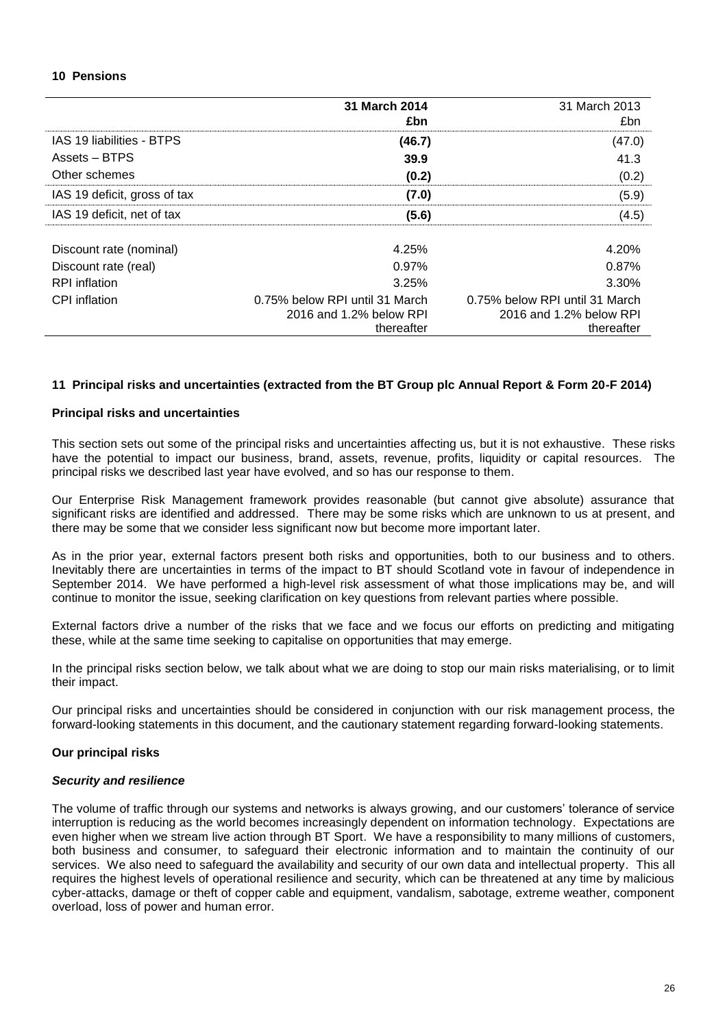## 10 Pensions

| | **31 March 2014 £bn** | 31 March 2013 £bn |
|---|---|---|
| IAS 19 liabilities - BTPS | **(46.7)** | (47.0) |
| Assets – BTPS | **39.9** | 41.3 |
| Other schemes | **(0.2)** | (0.2) |
| IAS 19 deficit, gross of tax | **(7.0)** | (5.9) |
| IAS 19 deficit, net of tax | **(5.6)** | (4.5) |
| | | |
| Discount rate (nominal) | 4.25% | 4.20% |
| Discount rate (real) | 0.97% | 0.87% |
| RPI inflation | 3.25% | 3.30% |
| CPI inflation | 0.75% below RPI until 31 March 2016 and 1.2% below RPI thereafter | 0.75% below RPI until 31 March 2016 and 1.2% below RPI thereafter |

## 11 Principal risks and uncertainties (extracted from the BT Group plc Annual Report & Form 20-F 2014)

### Principal risks and uncertainties

This section sets out some of the principal risks and uncertainties affecting us, but it is not exhaustive. These risks have the potential to impact our business, brand, assets, revenue, profits, liquidity or capital resources. The principal risks we described last year have evolved, and so has our response to them.

Our Enterprise Risk Management framework provides reasonable (but cannot give absolute) assurance that significant risks are identified and addressed. There may be some risks which are unknown to us at present, and there may be some that we consider less significant now but become more important later.

As in the prior year, external factors present both risks and opportunities, both to our business and to others. Inevitably there are uncertainties in terms of the impact to BT should Scotland vote in favour of independence in September 2014. We have performed a high-level risk assessment of what those implications may be, and will continue to monitor the issue, seeking clarification on key questions from relevant parties where possible.

External factors drive a number of the risks that we face and we focus our efforts on predicting and mitigating these, while at the same time seeking to capitalise on opportunities that may emerge.

In the principal risks section below, we talk about what we are doing to stop our main risks materialising, or to limit their impact.

Our principal risks and uncertainties should be considered in conjunction with our risk management process, the forward-looking statements in this document, and the cautionary statement regarding forward-looking statements.

### Our principal risks

#### *Security and resilience*

The volume of traffic through our systems and networks is always growing, and our customers' tolerance of service interruption is reducing as the world becomes increasingly dependent on information technology. Expectations are even higher when we stream live action through BT Sport. We have a responsibility to many millions of customers, both business and consumer, to safeguard their electronic information and to maintain the continuity of our services. We also need to safeguard the availability and security of our own data and intellectual property. This all requires the highest levels of operational resilience and security, which can be threatened at any time by malicious cyber-attacks, damage or theft of copper cable and equipment, vandalism, sabotage, extreme weather, component overload, loss of power and human error.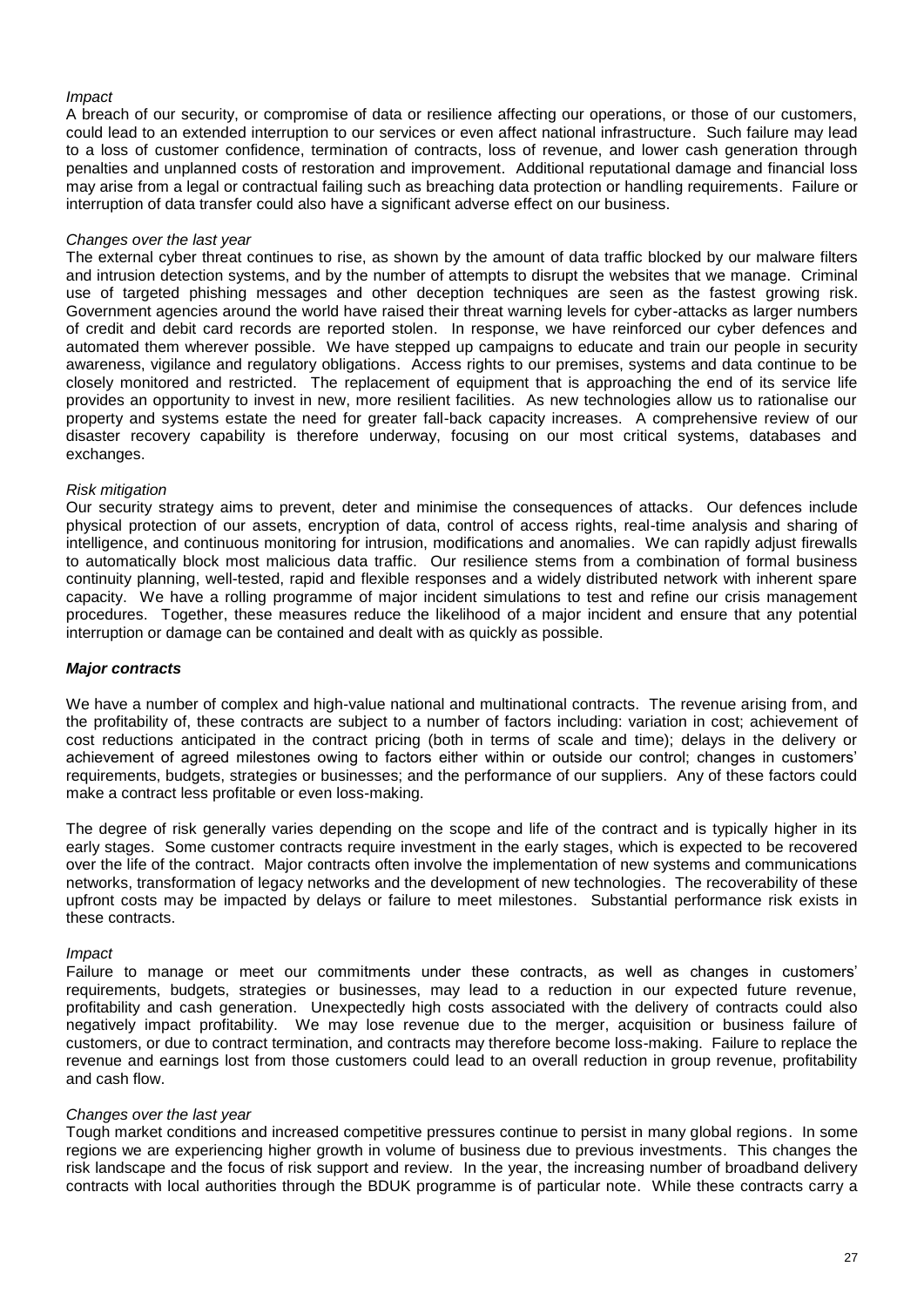*Impact*

A breach of our security, or compromise of data or resilience affecting our operations, or those of our customers, could lead to an extended interruption to our services or even affect national infrastructure. Such failure may lead to a loss of customer confidence, termination of contracts, loss of revenue, and lower cash generation through penalties and unplanned costs of restoration and improvement. Additional reputational damage and financial loss may arise from a legal or contractual failing such as breaching data protection or handling requirements. Failure or interruption of data transfer could also have a significant adverse effect on our business.

*Changes over the last year*

The external cyber threat continues to rise, as shown by the amount of data traffic blocked by our malware filters and intrusion detection systems, and by the number of attempts to disrupt the websites that we manage. Criminal use of targeted phishing messages and other deception techniques are seen as the fastest growing risk. Government agencies around the world have raised their threat warning levels for cyber-attacks as larger numbers of credit and debit card records are reported stolen. In response, we have reinforced our cyber defences and automated them wherever possible. We have stepped up campaigns to educate and train our people in security awareness, vigilance and regulatory obligations. Access rights to our premises, systems and data continue to be closely monitored and restricted. The replacement of equipment that is approaching the end of its service life provides an opportunity to invest in new, more resilient facilities. As new technologies allow us to rationalise our property and systems estate the need for greater fall-back capacity increases. A comprehensive review of our disaster recovery capability is therefore underway, focusing on our most critical systems, databases and exchanges.

*Risk mitigation*

Our security strategy aims to prevent, deter and minimise the consequences of attacks. Our defences include physical protection of our assets, encryption of data, control of access rights, real-time analysis and sharing of intelligence, and continuous monitoring for intrusion, modifications and anomalies. We can rapidly adjust firewalls to automatically block most malicious data traffic. Our resilience stems from a combination of formal business continuity planning, well-tested, rapid and flexible responses and a widely distributed network with inherent spare capacity. We have a rolling programme of major incident simulations to test and refine our crisis management procedures. Together, these measures reduce the likelihood of a major incident and ensure that any potential interruption or damage can be contained and dealt with as quickly as possible.

***Major contracts***

We have a number of complex and high-value national and multinational contracts. The revenue arising from, and the profitability of, these contracts are subject to a number of factors including: variation in cost; achievement of cost reductions anticipated in the contract pricing (both in terms of scale and time); delays in the delivery or achievement of agreed milestones owing to factors either within or outside our control; changes in customers' requirements, budgets, strategies or businesses; and the performance of our suppliers. Any of these factors could make a contract less profitable or even loss-making.

The degree of risk generally varies depending on the scope and life of the contract and is typically higher in its early stages. Some customer contracts require investment in the early stages, which is expected to be recovered over the life of the contract. Major contracts often involve the implementation of new systems and communications networks, transformation of legacy networks and the development of new technologies. The recoverability of these upfront costs may be impacted by delays or failure to meet milestones. Substantial performance risk exists in these contracts.

*Impact*

Failure to manage or meet our commitments under these contracts, as well as changes in customers' requirements, budgets, strategies or businesses, may lead to a reduction in our expected future revenue, profitability and cash generation. Unexpectedly high costs associated with the delivery of contracts could also negatively impact profitability. We may lose revenue due to the merger, acquisition or business failure of customers, or due to contract termination, and contracts may therefore become loss-making. Failure to replace the revenue and earnings lost from those customers could lead to an overall reduction in group revenue, profitability and cash flow.

*Changes over the last year*

Tough market conditions and increased competitive pressures continue to persist in many global regions. In some regions we are experiencing higher growth in volume of business due to previous investments. This changes the risk landscape and the focus of risk support and review. In the year, the increasing number of broadband delivery contracts with local authorities through the BDUK programme is of particular note. While these contracts carry a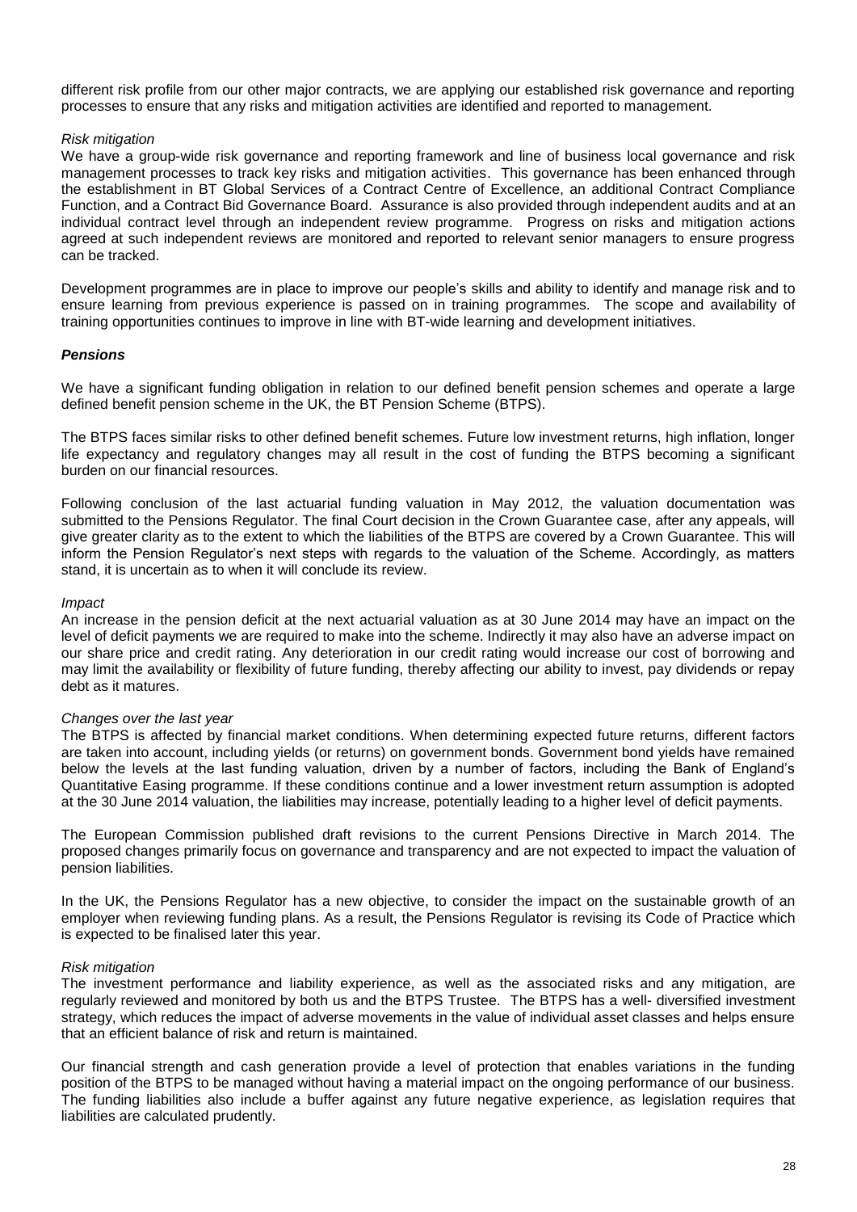different risk profile from our other major contracts, we are applying our established risk governance and reporting processes to ensure that any risks and mitigation activities are identified and reported to management.

*Risk mitigation*

We have a group-wide risk governance and reporting framework and line of business local governance and risk management processes to track key risks and mitigation activities. This governance has been enhanced through the establishment in BT Global Services of a Contract Centre of Excellence, an additional Contract Compliance Function, and a Contract Bid Governance Board. Assurance is also provided through independent audits and at an individual contract level through an independent review programme. Progress on risks and mitigation actions agreed at such independent reviews are monitored and reported to relevant senior managers to ensure progress can be tracked.

Development programmes are in place to improve our people's skills and ability to identify and manage risk and to ensure learning from previous experience is passed on in training programmes. The scope and availability of training opportunities continues to improve in line with BT-wide learning and development initiatives.

***Pensions***

We have a significant funding obligation in relation to our defined benefit pension schemes and operate a large defined benefit pension scheme in the UK, the BT Pension Scheme (BTPS).

The BTPS faces similar risks to other defined benefit schemes. Future low investment returns, high inflation, longer life expectancy and regulatory changes may all result in the cost of funding the BTPS becoming a significant burden on our financial resources.

Following conclusion of the last actuarial funding valuation in May 2012, the valuation documentation was submitted to the Pensions Regulator. The final Court decision in the Crown Guarantee case, after any appeals, will give greater clarity as to the extent to which the liabilities of the BTPS are covered by a Crown Guarantee. This will inform the Pension Regulator's next steps with regards to the valuation of the Scheme. Accordingly, as matters stand, it is uncertain as to when it will conclude its review.

*Impact*

An increase in the pension deficit at the next actuarial valuation as at 30 June 2014 may have an impact on the level of deficit payments we are required to make into the scheme. Indirectly it may also have an adverse impact on our share price and credit rating. Any deterioration in our credit rating would increase our cost of borrowing and may limit the availability or flexibility of future funding, thereby affecting our ability to invest, pay dividends or repay debt as it matures.

*Changes over the last year*

The BTPS is affected by financial market conditions. When determining expected future returns, different factors are taken into account, including yields (or returns) on government bonds. Government bond yields have remained below the levels at the last funding valuation, driven by a number of factors, including the Bank of England's Quantitative Easing programme. If these conditions continue and a lower investment return assumption is adopted at the 30 June 2014 valuation, the liabilities may increase, potentially leading to a higher level of deficit payments.

The European Commission published draft revisions to the current Pensions Directive in March 2014. The proposed changes primarily focus on governance and transparency and are not expected to impact the valuation of pension liabilities.

In the UK, the Pensions Regulator has a new objective, to consider the impact on the sustainable growth of an employer when reviewing funding plans. As a result, the Pensions Regulator is revising its Code of Practice which is expected to be finalised later this year.

*Risk mitigation*

The investment performance and liability experience, as well as the associated risks and any mitigation, are regularly reviewed and monitored by both us and the BTPS Trustee. The BTPS has a well- diversified investment strategy, which reduces the impact of adverse movements in the value of individual asset classes and helps ensure that an efficient balance of risk and return is maintained.

Our financial strength and cash generation provide a level of protection that enables variations in the funding position of the BTPS to be managed without having a material impact on the ongoing performance of our business. The funding liabilities also include a buffer against any future negative experience, as legislation requires that liabilities are calculated prudently.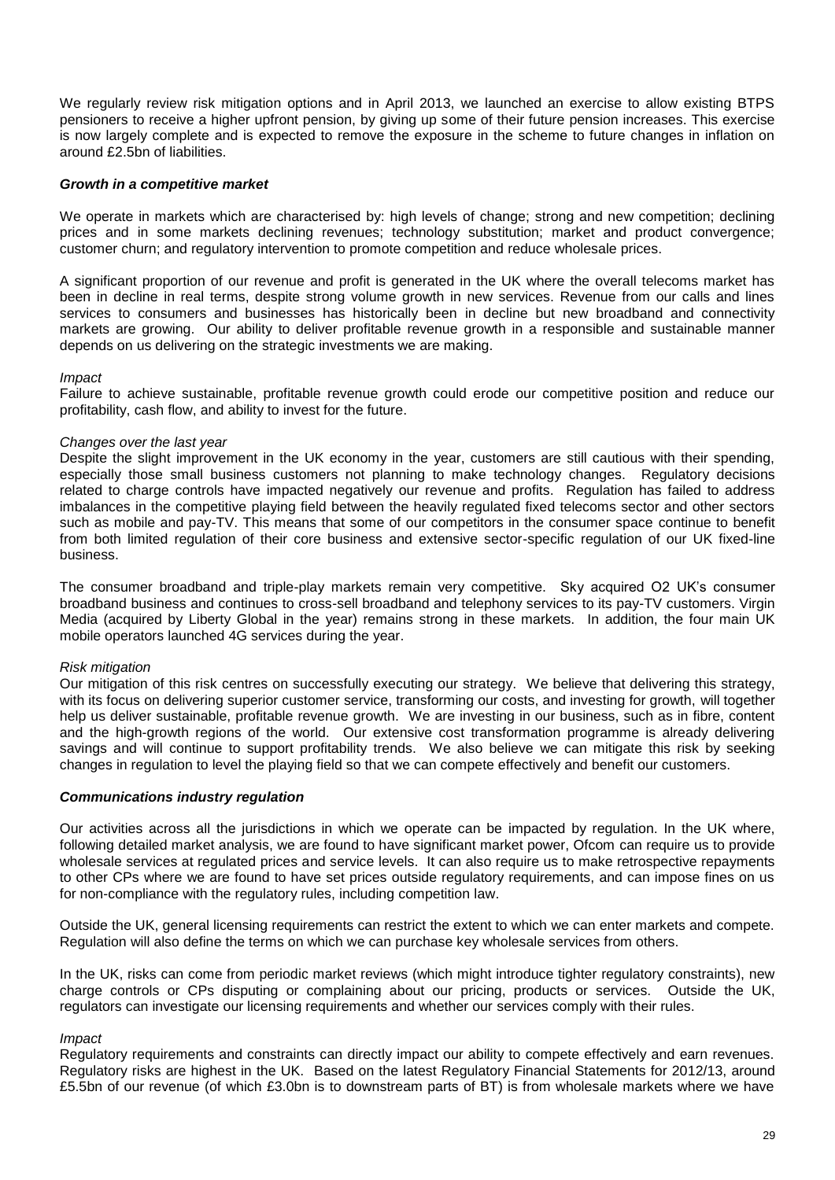We regularly review risk mitigation options and in April 2013, we launched an exercise to allow existing BTPS pensioners to receive a higher upfront pension, by giving up some of their future pension increases. This exercise is now largely complete and is expected to remove the exposure in the scheme to future changes in inflation on around £2.5bn of liabilities.

### *Growth in a competitive market*

We operate in markets which are characterised by: high levels of change; strong and new competition; declining prices and in some markets declining revenues; technology substitution; market and product convergence; customer churn; and regulatory intervention to promote competition and reduce wholesale prices.

A significant proportion of our revenue and profit is generated in the UK where the overall telecoms market has been in decline in real terms, despite strong volume growth in new services. Revenue from our calls and lines services to consumers and businesses has historically been in decline but new broadband and connectivity markets are growing. Our ability to deliver profitable revenue growth in a responsible and sustainable manner depends on us delivering on the strategic investments we are making.

*Impact*

Failure to achieve sustainable, profitable revenue growth could erode our competitive position and reduce our profitability, cash flow, and ability to invest for the future.

*Changes over the last year*

Despite the slight improvement in the UK economy in the year, customers are still cautious with their spending, especially those small business customers not planning to make technology changes. Regulatory decisions related to charge controls have impacted negatively our revenue and profits. Regulation has failed to address imbalances in the competitive playing field between the heavily regulated fixed telecoms sector and other sectors such as mobile and pay-TV. This means that some of our competitors in the consumer space continue to benefit from both limited regulation of their core business and extensive sector-specific regulation of our UK fixed-line business.

The consumer broadband and triple-play markets remain very competitive. Sky acquired O2 UK's consumer broadband business and continues to cross-sell broadband and telephony services to its pay-TV customers. Virgin Media (acquired by Liberty Global in the year) remains strong in these markets. In addition, the four main UK mobile operators launched 4G services during the year.

*Risk mitigation*

Our mitigation of this risk centres on successfully executing our strategy. We believe that delivering this strategy, with its focus on delivering superior customer service, transforming our costs, and investing for growth, will together help us deliver sustainable, profitable revenue growth. We are investing in our business, such as in fibre, content and the high-growth regions of the world. Our extensive cost transformation programme is already delivering savings and will continue to support profitability trends. We also believe we can mitigate this risk by seeking changes in regulation to level the playing field so that we can compete effectively and benefit our customers.

### *Communications industry regulation*

Our activities across all the jurisdictions in which we operate can be impacted by regulation. In the UK where, following detailed market analysis, we are found to have significant market power, Ofcom can require us to provide wholesale services at regulated prices and service levels. It can also require us to make retrospective repayments to other CPs where we are found to have set prices outside regulatory requirements, and can impose fines on us for non-compliance with the regulatory rules, including competition law.

Outside the UK, general licensing requirements can restrict the extent to which we can enter markets and compete. Regulation will also define the terms on which we can purchase key wholesale services from others.

In the UK, risks can come from periodic market reviews (which might introduce tighter regulatory constraints), new charge controls or CPs disputing or complaining about our pricing, products or services. Outside the UK, regulators can investigate our licensing requirements and whether our services comply with their rules.

*Impact*

Regulatory requirements and constraints can directly impact our ability to compete effectively and earn revenues. Regulatory risks are highest in the UK. Based on the latest Regulatory Financial Statements for 2012/13, around £5.5bn of our revenue (of which £3.0bn is to downstream parts of BT) is from wholesale markets where we have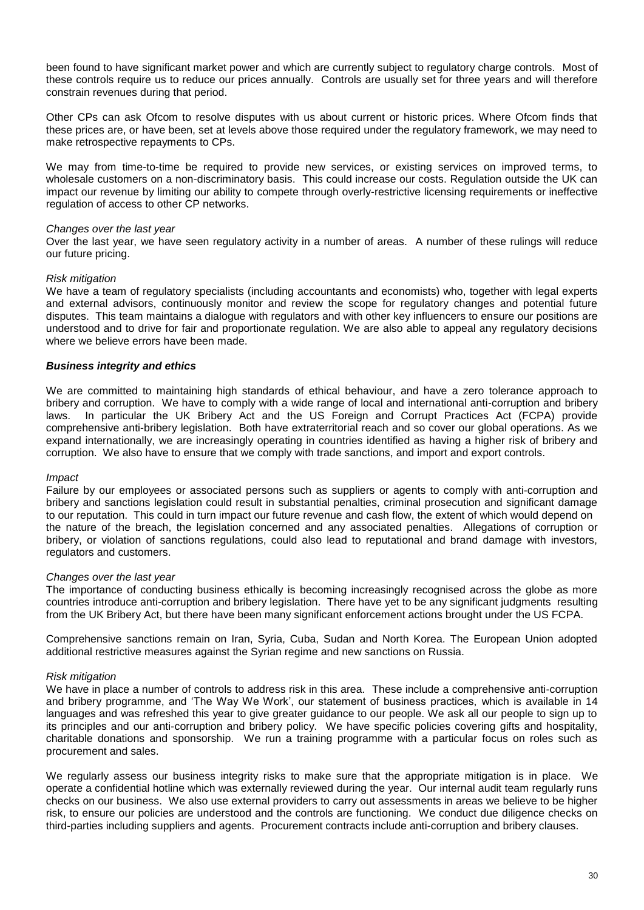been found to have significant market power and which are currently subject to regulatory charge controls. Most of these controls require us to reduce our prices annually. Controls are usually set for three years and will therefore constrain revenues during that period.

Other CPs can ask Ofcom to resolve disputes with us about current or historic prices. Where Ofcom finds that these prices are, or have been, set at levels above those required under the regulatory framework, we may need to make retrospective repayments to CPs.

We may from time-to-time be required to provide new services, or existing services on improved terms, to wholesale customers on a non-discriminatory basis. This could increase our costs. Regulation outside the UK can impact our revenue by limiting our ability to compete through overly-restrictive licensing requirements or ineffective regulation of access to other CP networks.

*Changes over the last year*
Over the last year, we have seen regulatory activity in a number of areas. A number of these rulings will reduce our future pricing.

*Risk mitigation*
We have a team of regulatory specialists (including accountants and economists) who, together with legal experts and external advisors, continuously monitor and review the scope for regulatory changes and potential future disputes. This team maintains a dialogue with regulators and with other key influencers to ensure our positions are understood and to drive for fair and proportionate regulation. We are also able to appeal any regulatory decisions where we believe errors have been made.

***Business integrity and ethics***

We are committed to maintaining high standards of ethical behaviour, and have a zero tolerance approach to bribery and corruption. We have to comply with a wide range of local and international anti-corruption and bribery laws. In particular the UK Bribery Act and the US Foreign and Corrupt Practices Act (FCPA) provide comprehensive anti-bribery legislation. Both have extraterritorial reach and so cover our global operations. As we expand internationally, we are increasingly operating in countries identified as having a higher risk of bribery and corruption. We also have to ensure that we comply with trade sanctions, and import and export controls.

*Impact*
Failure by our employees or associated persons such as suppliers or agents to comply with anti-corruption and bribery and sanctions legislation could result in substantial penalties, criminal prosecution and significant damage to our reputation. This could in turn impact our future revenue and cash flow, the extent of which would depend on the nature of the breach, the legislation concerned and any associated penalties. Allegations of corruption or bribery, or violation of sanctions regulations, could also lead to reputational and brand damage with investors, regulators and customers.

*Changes over the last year*
The importance of conducting business ethically is becoming increasingly recognised across the globe as more countries introduce anti-corruption and bribery legislation. There have yet to be any significant judgments resulting from the UK Bribery Act, but there have been many significant enforcement actions brought under the US FCPA.

Comprehensive sanctions remain on Iran, Syria, Cuba, Sudan and North Korea. The European Union adopted additional restrictive measures against the Syrian regime and new sanctions on Russia.

*Risk mitigation*
We have in place a number of controls to address risk in this area. These include a comprehensive anti-corruption and bribery programme, and 'The Way We Work', our statement of business practices, which is available in 14 languages and was refreshed this year to give greater guidance to our people. We ask all our people to sign up to its principles and our anti-corruption and bribery policy. We have specific policies covering gifts and hospitality, charitable donations and sponsorship. We run a training programme with a particular focus on roles such as procurement and sales.

We regularly assess our business integrity risks to make sure that the appropriate mitigation is in place. We operate a confidential hotline which was externally reviewed during the year. Our internal audit team regularly runs checks on our business. We also use external providers to carry out assessments in areas we believe to be higher risk, to ensure our policies are understood and the controls are functioning. We conduct due diligence checks on third-parties including suppliers and agents. Procurement contracts include anti-corruption and bribery clauses.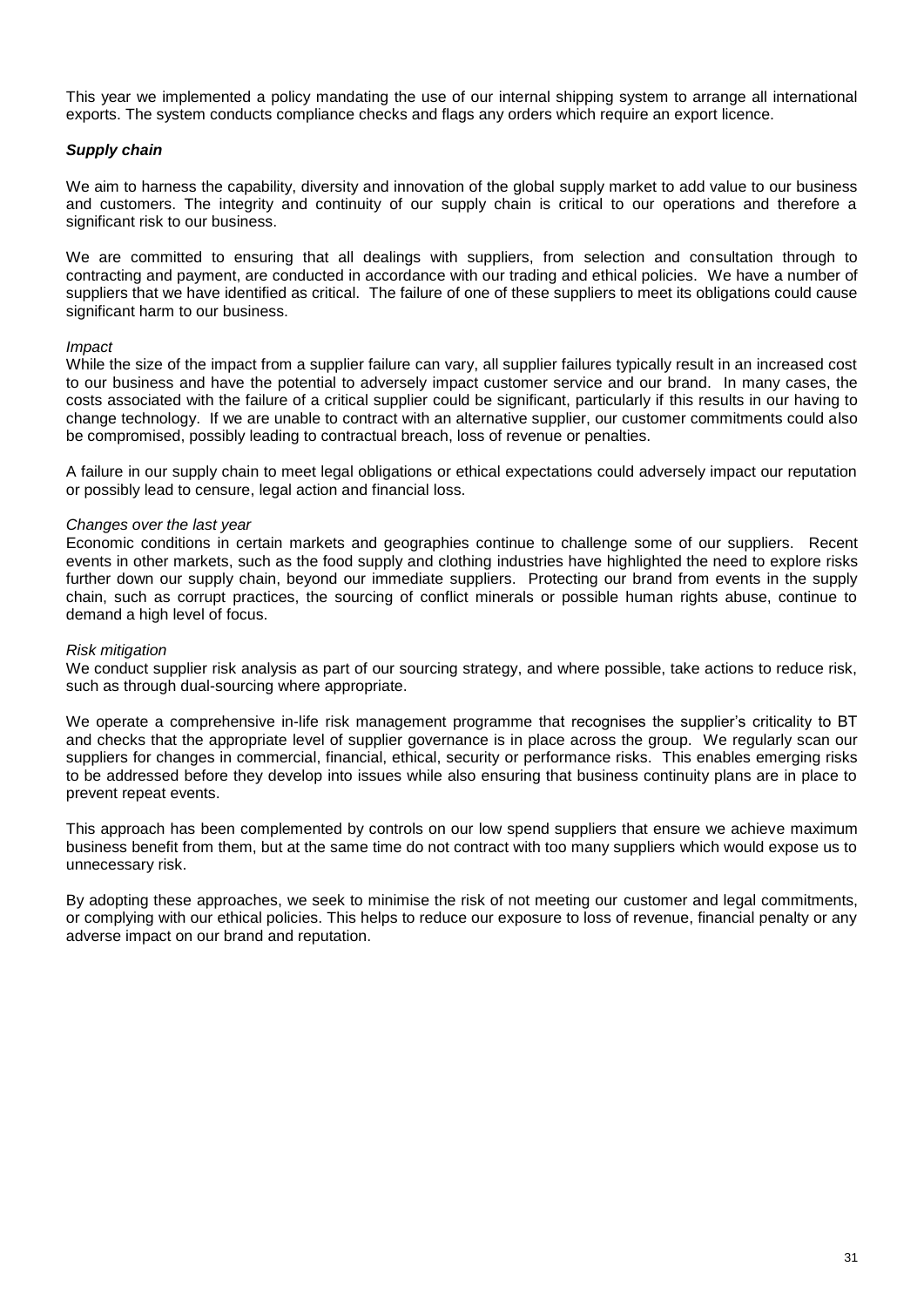This year we implemented a policy mandating the use of our internal shipping system to arrange all international exports. The system conducts compliance checks and flags any orders which require an export licence.

### ***Supply chain***

We aim to harness the capability, diversity and innovation of the global supply market to add value to our business and customers. The integrity and continuity of our supply chain is critical to our operations and therefore a significant risk to our business.

We are committed to ensuring that all dealings with suppliers, from selection and consultation through to contracting and payment, are conducted in accordance with our trading and ethical policies. We have a number of suppliers that we have identified as critical. The failure of one of these suppliers to meet its obligations could cause significant harm to our business.

*Impact*

While the size of the impact from a supplier failure can vary, all supplier failures typically result in an increased cost to our business and have the potential to adversely impact customer service and our brand. In many cases, the costs associated with the failure of a critical supplier could be significant, particularly if this results in our having to change technology. If we are unable to contract with an alternative supplier, our customer commitments could also be compromised, possibly leading to contractual breach, loss of revenue or penalties.

A failure in our supply chain to meet legal obligations or ethical expectations could adversely impact our reputation or possibly lead to censure, legal action and financial loss.

*Changes over the last year*

Economic conditions in certain markets and geographies continue to challenge some of our suppliers. Recent events in other markets, such as the food supply and clothing industries have highlighted the need to explore risks further down our supply chain, beyond our immediate suppliers. Protecting our brand from events in the supply chain, such as corrupt practices, the sourcing of conflict minerals or possible human rights abuse, continue to demand a high level of focus.

*Risk mitigation*

We conduct supplier risk analysis as part of our sourcing strategy, and where possible, take actions to reduce risk, such as through dual-sourcing where appropriate.

We operate a comprehensive in-life risk management programme that recognises the supplier's criticality to BT and checks that the appropriate level of supplier governance is in place across the group. We regularly scan our suppliers for changes in commercial, financial, ethical, security or performance risks. This enables emerging risks to be addressed before they develop into issues while also ensuring that business continuity plans are in place to prevent repeat events.

This approach has been complemented by controls on our low spend suppliers that ensure we achieve maximum business benefit from them, but at the same time do not contract with too many suppliers which would expose us to unnecessary risk.

By adopting these approaches, we seek to minimise the risk of not meeting our customer and legal commitments, or complying with our ethical policies. This helps to reduce our exposure to loss of revenue, financial penalty or any adverse impact on our brand and reputation.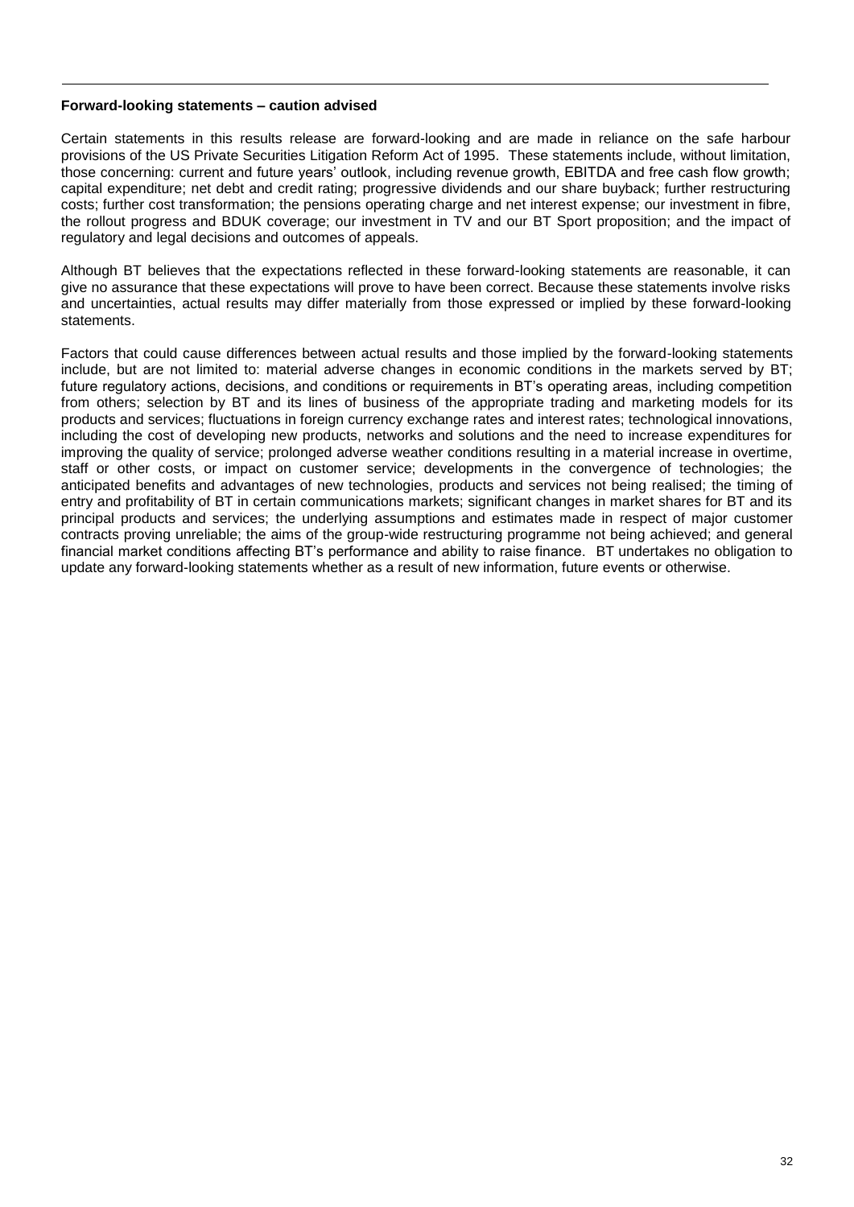**Forward-looking statements – caution advised**

Certain statements in this results release are forward-looking and are made in reliance on the safe harbour provisions of the US Private Securities Litigation Reform Act of 1995. These statements include, without limitation, those concerning: current and future years' outlook, including revenue growth, EBITDA and free cash flow growth; capital expenditure; net debt and credit rating; progressive dividends and our share buyback; further restructuring costs; further cost transformation; the pensions operating charge and net interest expense; our investment in fibre, the rollout progress and BDUK coverage; our investment in TV and our BT Sport proposition; and the impact of regulatory and legal decisions and outcomes of appeals.

Although BT believes that the expectations reflected in these forward-looking statements are reasonable, it can give no assurance that these expectations will prove to have been correct. Because these statements involve risks and uncertainties, actual results may differ materially from those expressed or implied by these forward-looking statements.

Factors that could cause differences between actual results and those implied by the forward-looking statements include, but are not limited to: material adverse changes in economic conditions in the markets served by BT; future regulatory actions, decisions, and conditions or requirements in BT's operating areas, including competition from others; selection by BT and its lines of business of the appropriate trading and marketing models for its products and services; fluctuations in foreign currency exchange rates and interest rates; technological innovations, including the cost of developing new products, networks and solutions and the need to increase expenditures for improving the quality of service; prolonged adverse weather conditions resulting in a material increase in overtime, staff or other costs, or impact on customer service; developments in the convergence of technologies; the anticipated benefits and advantages of new technologies, products and services not being realised; the timing of entry and profitability of BT in certain communications markets; significant changes in market shares for BT and its principal products and services; the underlying assumptions and estimates made in respect of major customer contracts proving unreliable; the aims of the group-wide restructuring programme not being achieved; and general financial market conditions affecting BT's performance and ability to raise finance. BT undertakes no obligation to update any forward-looking statements whether as a result of new information, future events or otherwise.